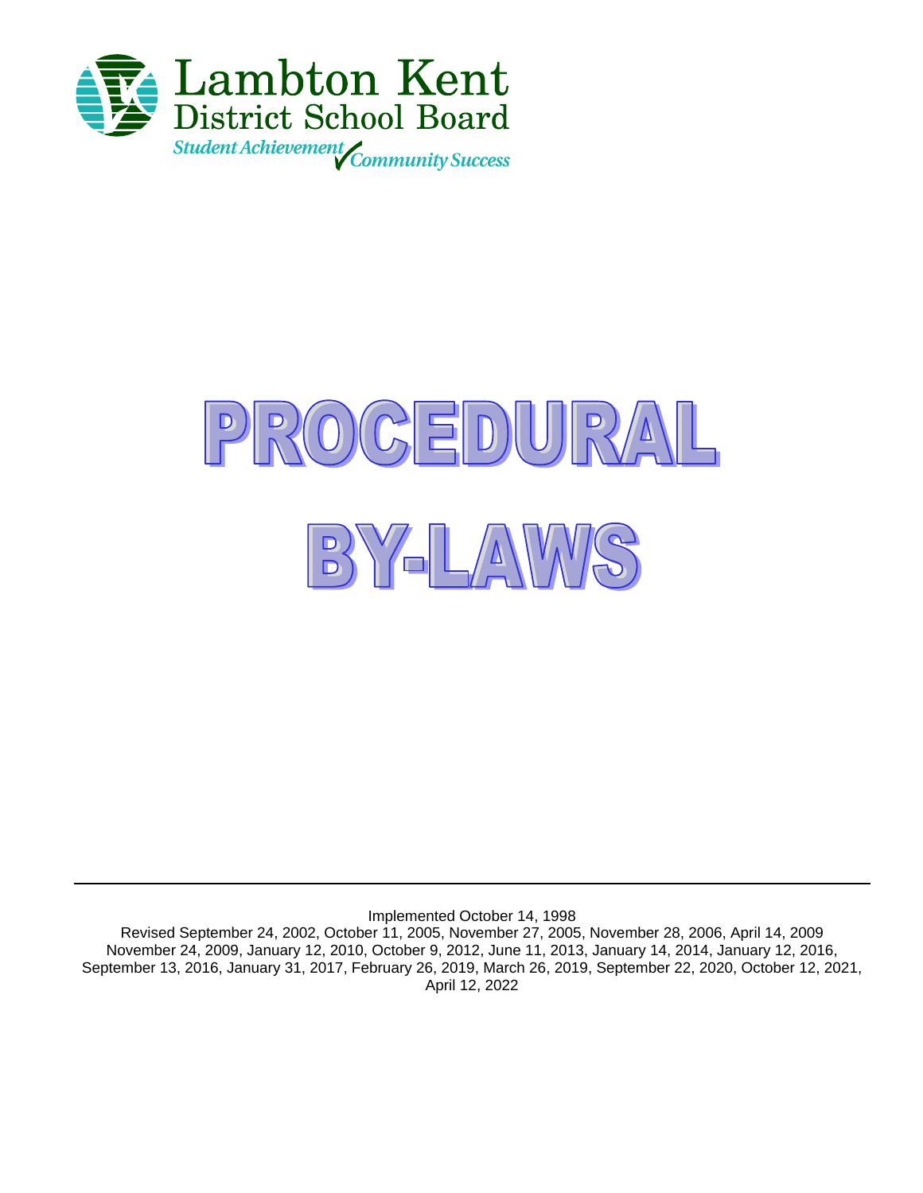Lambton Kent District School Board

*Student Achievement Community Success*

# PROCEDURAL BY-LAWS

---

Implemented October 14, 1998

Revised September 24, 2002, October 11, 2005, November 27, 2005, November 28, 2006, April 14, 2009 November 24, 2009, January 12, 2010, October 9, 2012, June 11, 2013, January 14, 2014, January 12, 2016, September 13, 2016, January 31, 2017, February 26, 2019, March 26, 2019, September 22, 2020, October 12, 2021, April 12, 2022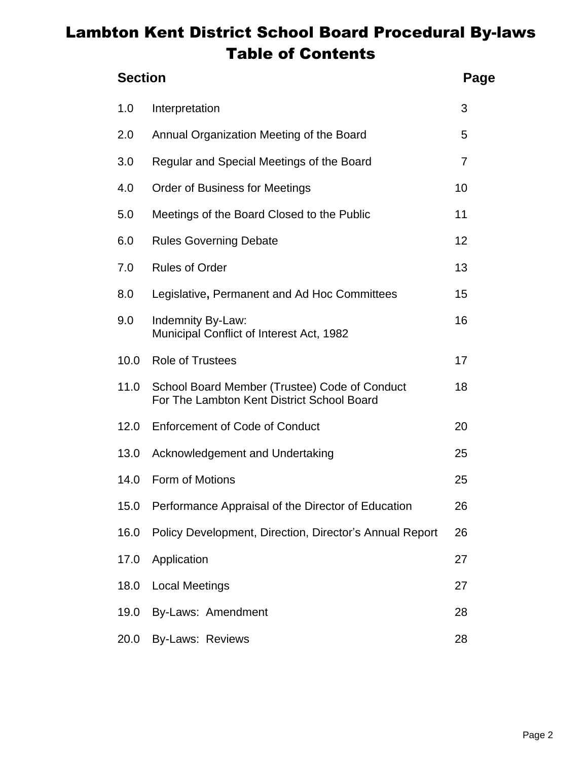# Lambton Kent District School Board Procedural By-laws
# Table of Contents

| Section | | Page |
|---|---|---|
| 1.0 | Interpretation | 3 |
| 2.0 | Annual Organization Meeting of the Board | 5 |
| 3.0 | Regular and Special Meetings of the Board | 7 |
| 4.0 | Order of Business for Meetings | 10 |
| 5.0 | Meetings of the Board Closed to the Public | 11 |
| 6.0 | Rules Governing Debate | 12 |
| 7.0 | Rules of Order | 13 |
| 8.0 | Legislative**,** Permanent and Ad Hoc Committees | 15 |
| 9.0 | Indemnity By-Law: Municipal Conflict of Interest Act, 1982 | 16 |
| 10.0 | Role of Trustees | 17 |
| 11.0 | School Board Member (Trustee) Code of Conduct For The Lambton Kent District School Board | 18 |
| 12.0 | Enforcement of Code of Conduct | 20 |
| 13.0 | Acknowledgement and Undertaking | 25 |
| 14.0 | Form of Motions | 25 |
| 15.0 | Performance Appraisal of the Director of Education | 26 |
| 16.0 | Policy Development, Direction, Director's Annual Report | 26 |
| 17.0 | Application | 27 |
| 18.0 | Local Meetings | 27 |
| 19.0 | By-Laws: Amendment | 28 |
| 20.0 | By-Laws: Reviews | 28 |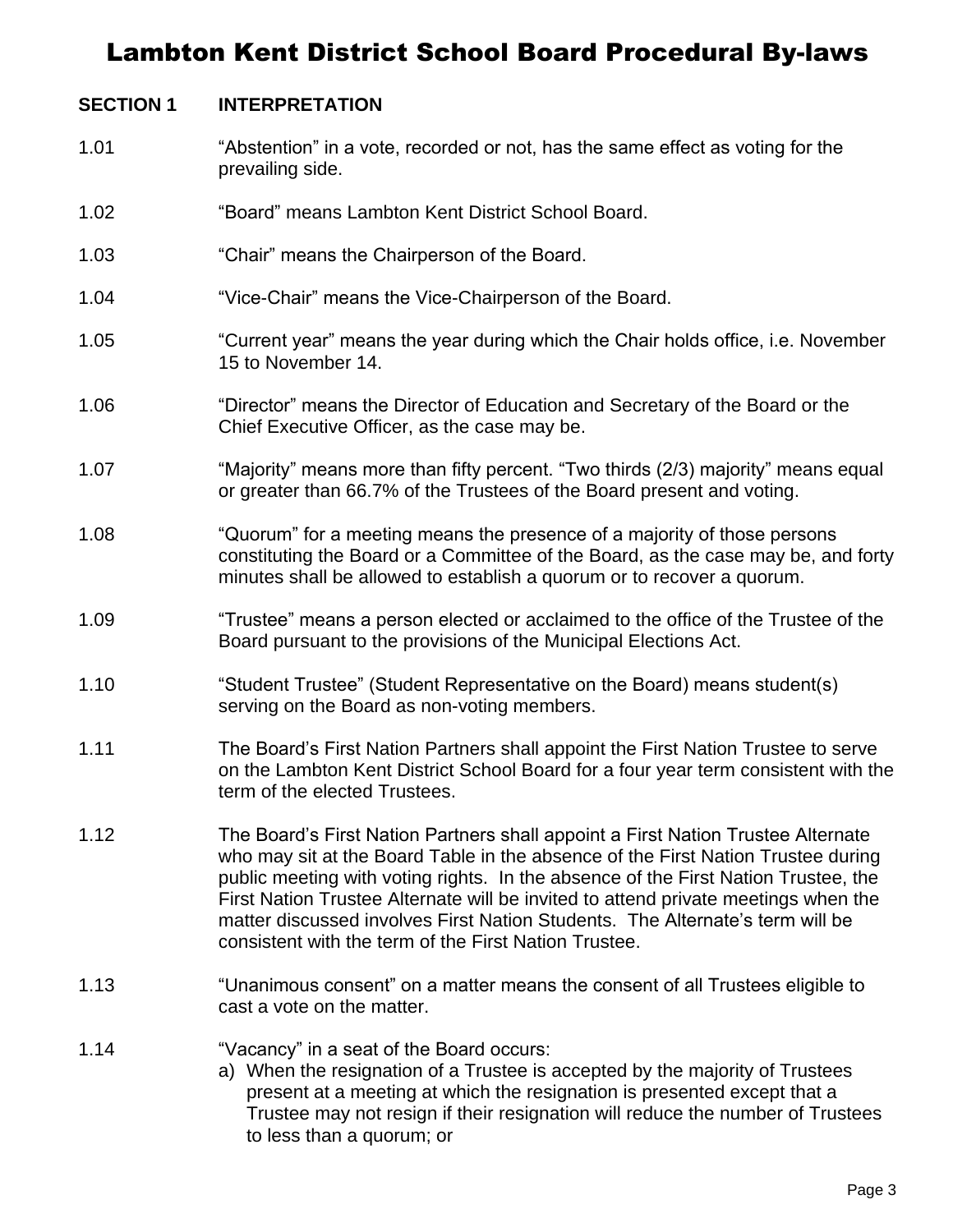# Lambton Kent District School Board Procedural By-laws

## SECTION 1 INTERPRETATION

1.01 "Abstention" in a vote, recorded or not, has the same effect as voting for the prevailing side.

1.02 "Board" means Lambton Kent District School Board.

1.03 "Chair" means the Chairperson of the Board.

1.04 "Vice-Chair" means the Vice-Chairperson of the Board.

1.05 "Current year" means the year during which the Chair holds office, i.e. November 15 to November 14.

1.06 "Director" means the Director of Education and Secretary of the Board or the Chief Executive Officer, as the case may be.

1.07 "Majority" means more than fifty percent. "Two thirds (2/3) majority" means equal or greater than 66.7% of the Trustees of the Board present and voting.

1.08 "Quorum" for a meeting means the presence of a majority of those persons constituting the Board or a Committee of the Board, as the case may be, and forty minutes shall be allowed to establish a quorum or to recover a quorum.

1.09 "Trustee" means a person elected or acclaimed to the office of the Trustee of the Board pursuant to the provisions of the Municipal Elections Act.

1.10 "Student Trustee" (Student Representative on the Board) means student(s) serving on the Board as non-voting members.

1.11 The Board's First Nation Partners shall appoint the First Nation Trustee to serve on the Lambton Kent District School Board for a four year term consistent with the term of the elected Trustees.

1.12 The Board's First Nation Partners shall appoint a First Nation Trustee Alternate who may sit at the Board Table in the absence of the First Nation Trustee during public meeting with voting rights. In the absence of the First Nation Trustee, the First Nation Trustee Alternate will be invited to attend private meetings when the matter discussed involves First Nation Students. The Alternate's term will be consistent with the term of the First Nation Trustee.

1.13 "Unanimous consent" on a matter means the consent of all Trustees eligible to cast a vote on the matter.

1.14 "Vacancy" in a seat of the Board occurs:

a) When the resignation of a Trustee is accepted by the majority of Trustees present at a meeting at which the resignation is presented except that a Trustee may not resign if their resignation will reduce the number of Trustees to less than a quorum; or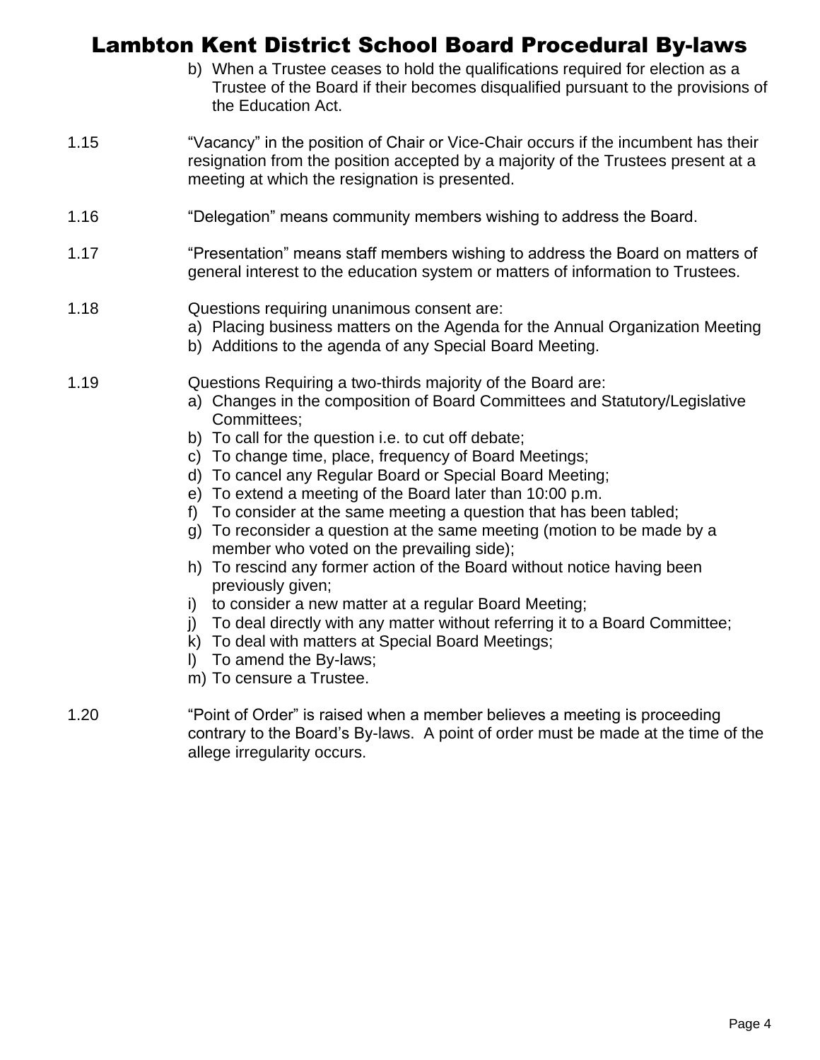b) When a Trustee ceases to hold the qualifications required for election as a Trustee of the Board if their becomes disqualified pursuant to the provisions of the Education Act.

1.15 "Vacancy" in the position of Chair or Vice-Chair occurs if the incumbent has their resignation from the position accepted by a majority of the Trustees present at a meeting at which the resignation is presented.

1.16 "Delegation" means community members wishing to address the Board.

1.17 "Presentation" means staff members wishing to address the Board on matters of general interest to the education system or matters of information to Trustees.

1.18 Questions requiring unanimous consent are:

a) Placing business matters on the Agenda for the Annual Organization Meeting
b) Additions to the agenda of any Special Board Meeting.

1.19 Questions Requiring a two-thirds majority of the Board are:

a) Changes in the composition of Board Committees and Statutory/Legislative Committees;
b) To call for the question i.e. to cut off debate;
c) To change time, place, frequency of Board Meetings;
d) To cancel any Regular Board or Special Board Meeting;
e) To extend a meeting of the Board later than 10:00 p.m.
f) To consider at the same meeting a question that has been tabled;
g) To reconsider a question at the same meeting (motion to be made by a member who voted on the prevailing side);
h) To rescind any former action of the Board without notice having been previously given;
i) to consider a new matter at a regular Board Meeting;
j) To deal directly with any matter without referring it to a Board Committee;
k) To deal with matters at Special Board Meetings;
l) To amend the By-laws;
m) To censure a Trustee.

1.20 "Point of Order" is raised when a member believes a meeting is proceeding contrary to the Board's By-laws. A point of order must be made at the time of the allege irregularity occurs.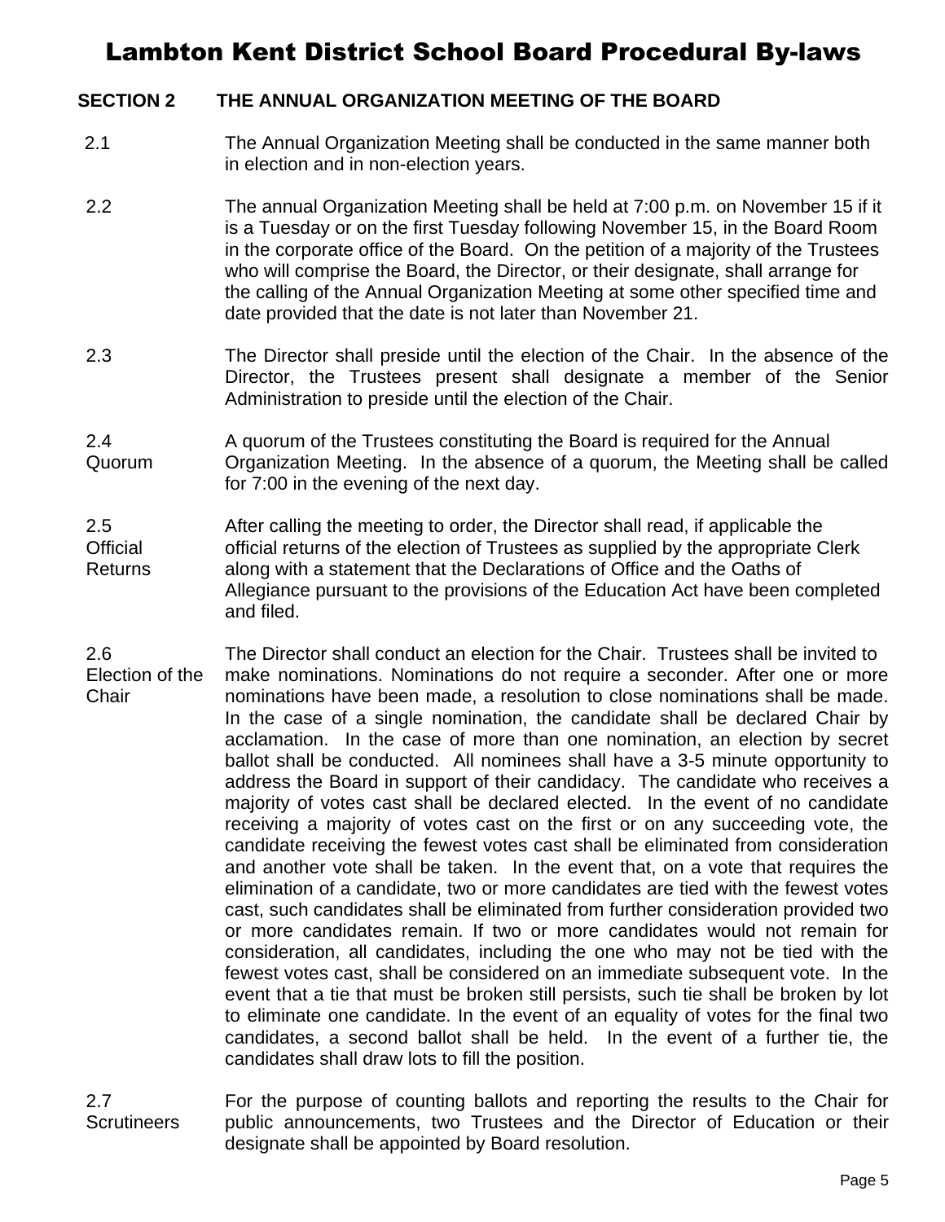## SECTION 2 THE ANNUAL ORGANIZATION MEETING OF THE BOARD

2.1 The Annual Organization Meeting shall be conducted in the same manner both in election and in non-election years.

2.2 The annual Organization Meeting shall be held at 7:00 p.m. on November 15 if it is a Tuesday or on the first Tuesday following November 15, in the Board Room in the corporate office of the Board. On the petition of a majority of the Trustees who will comprise the Board, the Director, or their designate, shall arrange for the calling of the Annual Organization Meeting at some other specified time and date provided that the date is not later than November 21.

2.3 The Director shall preside until the election of the Chair. In the absence of the Director, the Trustees present shall designate a member of the Senior Administration to preside until the election of the Chair.

2.4 Quorum — A quorum of the Trustees constituting the Board is required for the Annual Organization Meeting. In the absence of a quorum, the Meeting shall be called for 7:00 in the evening of the next day.

2.5 Official Returns — After calling the meeting to order, the Director shall read, if applicable the official returns of the election of Trustees as supplied by the appropriate Clerk along with a statement that the Declarations of Office and the Oaths of Allegiance pursuant to the provisions of the Education Act have been completed and filed.

2.6 Election of the Chair — The Director shall conduct an election for the Chair. Trustees shall be invited to make nominations. Nominations do not require a seconder. After one or more nominations have been made, a resolution to close nominations shall be made. In the case of a single nomination, the candidate shall be declared Chair by acclamation. In the case of more than one nomination, an election by secret ballot shall be conducted. All nominees shall have a 3-5 minute opportunity to address the Board in support of their candidacy. The candidate who receives a majority of votes cast shall be declared elected. In the event of no candidate receiving a majority of votes cast on the first or on any succeeding vote, the candidate receiving the fewest votes cast shall be eliminated from consideration and another vote shall be taken. In the event that, on a vote that requires the elimination of a candidate, two or more candidates are tied with the fewest votes cast, such candidates shall be eliminated from further consideration provided two or more candidates remain. If two or more candidates would not remain for consideration, all candidates, including the one who may not be tied with the fewest votes cast, shall be considered on an immediate subsequent vote. In the event that a tie that must be broken still persists, such tie shall be broken by lot to eliminate one candidate. In the event of an equality of votes for the final two candidates, a second ballot shall be held. In the event of a further tie, the candidates shall draw lots to fill the position.

2.7 Scrutineers — For the purpose of counting ballots and reporting the results to the Chair for public announcements, two Trustees and the Director of Education or their designate shall be appointed by Board resolution.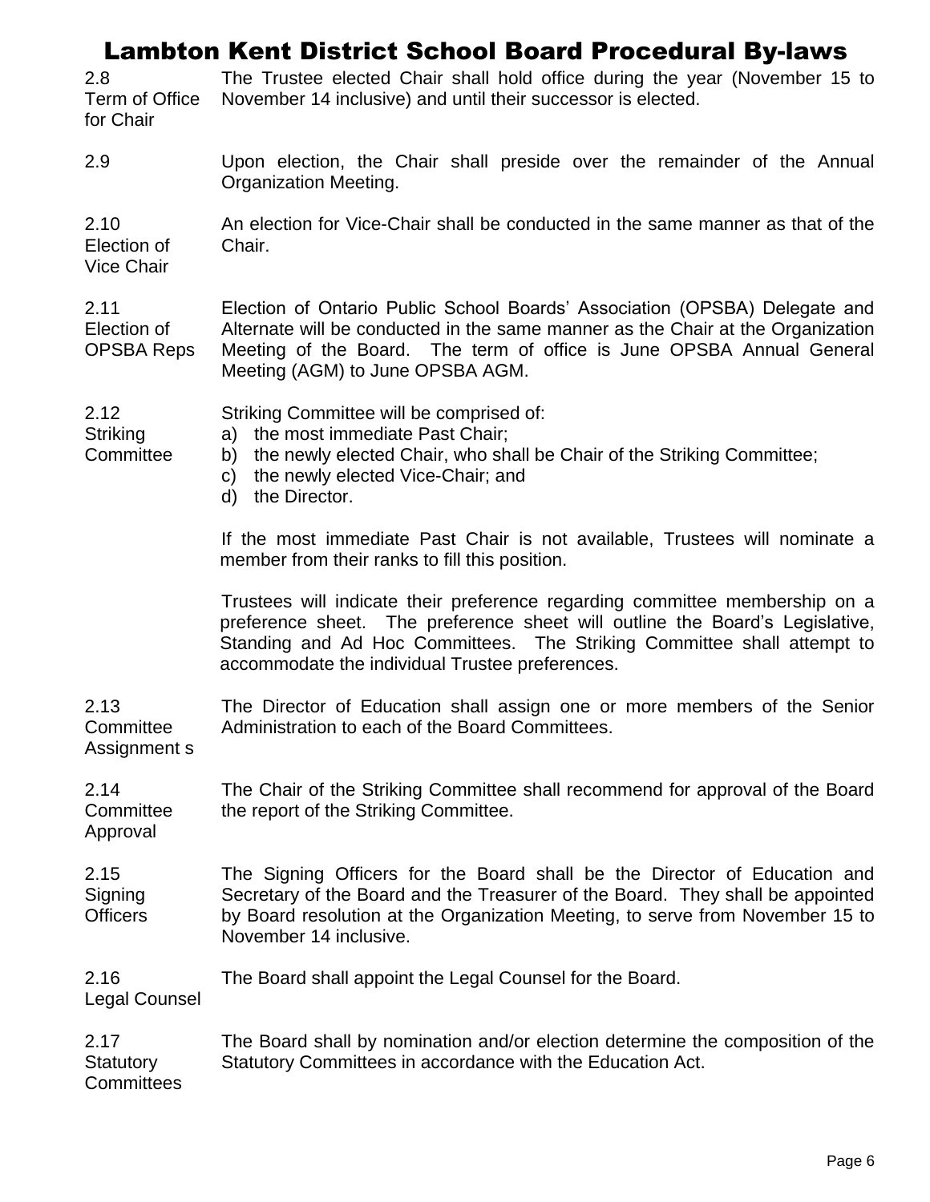**2.8 Term of Office for Chair**

The Trustee elected Chair shall hold office during the year (November 15 to November 14 inclusive) and until their successor is elected.

**2.9**

Upon election, the Chair shall preside over the remainder of the Annual Organization Meeting.

**2.10 Election of Vice Chair**

An election for Vice-Chair shall be conducted in the same manner as that of the Chair.

**2.11 Election of OPSBA Reps**

Election of Ontario Public School Boards' Association (OPSBA) Delegate and Alternate will be conducted in the same manner as the Chair at the Organization Meeting of the Board. The term of office is June OPSBA Annual General Meeting (AGM) to June OPSBA AGM.

**2.12 Striking Committee**

Striking Committee will be comprised of:

a) the most immediate Past Chair;
b) the newly elected Chair, who shall be Chair of the Striking Committee;
c) the newly elected Vice-Chair; and
d) the Director.

If the most immediate Past Chair is not available, Trustees will nominate a member from their ranks to fill this position.

Trustees will indicate their preference regarding committee membership on a preference sheet. The preference sheet will outline the Board's Legislative, Standing and Ad Hoc Committees. The Striking Committee shall attempt to accommodate the individual Trustee preferences.

**2.13 Committee Assignment s**

The Director of Education shall assign one or more members of the Senior Administration to each of the Board Committees.

**2.14 Committee Approval**

The Chair of the Striking Committee shall recommend for approval of the Board the report of the Striking Committee.

**2.15 Signing Officers**

The Signing Officers for the Board shall be the Director of Education and Secretary of the Board and the Treasurer of the Board. They shall be appointed by Board resolution at the Organization Meeting, to serve from November 15 to November 14 inclusive.

**2.16 Legal Counsel**

The Board shall appoint the Legal Counsel for the Board.

**2.17 Statutory Committees**

The Board shall by nomination and/or election determine the composition of the Statutory Committees in accordance with the Education Act.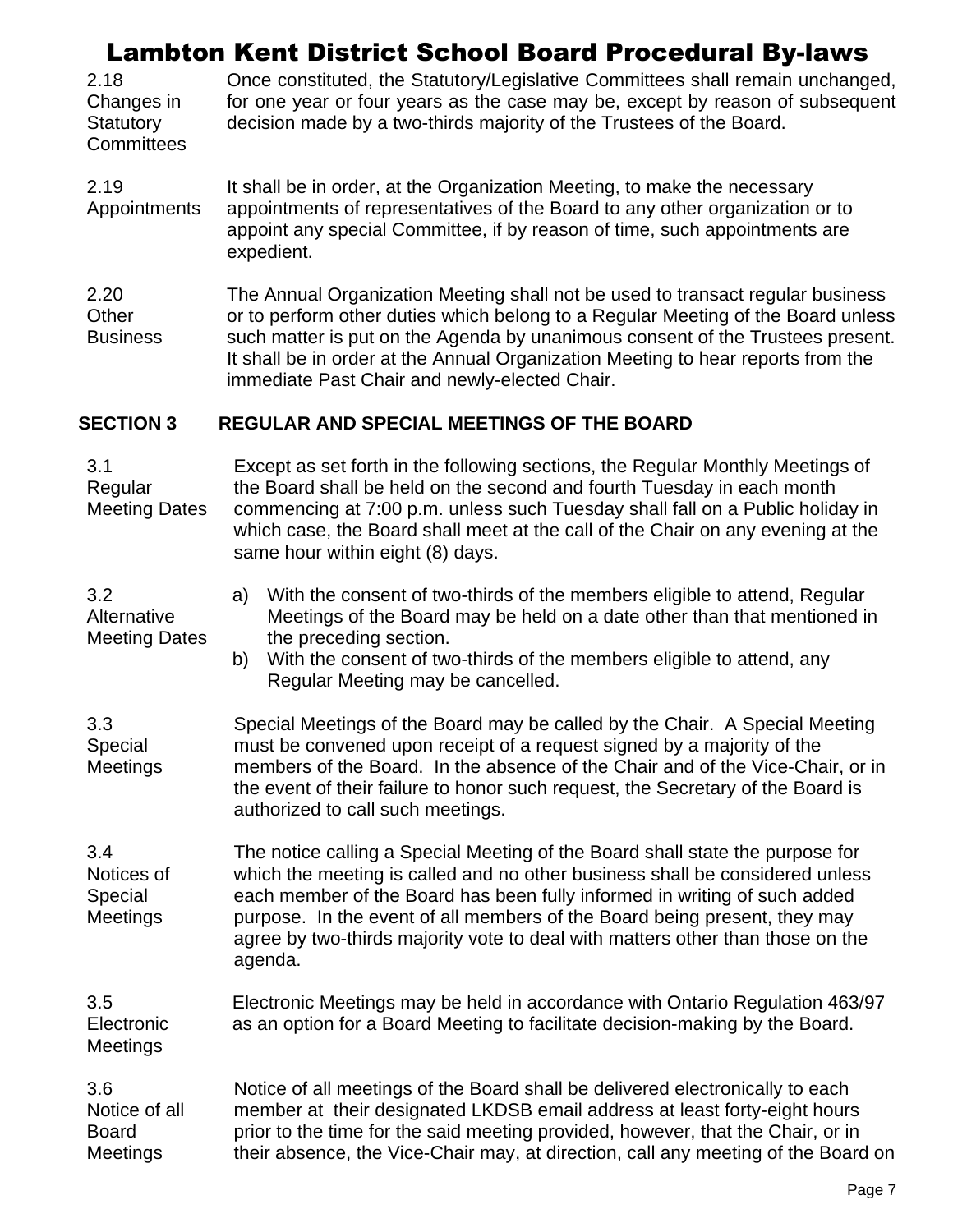2.18 Changes in Statutory Committees

Once constituted, the Statutory/Legislative Committees shall remain unchanged, for one year or four years as the case may be, except by reason of subsequent decision made by a two-thirds majority of the Trustees of the Board.

2.19 Appointments

It shall be in order, at the Organization Meeting, to make the necessary appointments of representatives of the Board to any other organization or to appoint any special Committee, if by reason of time, such appointments are expedient.

2.20 Other Business

The Annual Organization Meeting shall not be used to transact regular business or to perform other duties which belong to a Regular Meeting of the Board unless such matter is put on the Agenda by unanimous consent of the Trustees present. It shall be in order at the Annual Organization Meeting to hear reports from the immediate Past Chair and newly-elected Chair.

## SECTION 3 REGULAR AND SPECIAL MEETINGS OF THE BOARD

3.1 Regular Meeting Dates

Except as set forth in the following sections, the Regular Monthly Meetings of the Board shall be held on the second and fourth Tuesday in each month commencing at 7:00 p.m. unless such Tuesday shall fall on a Public holiday in which case, the Board shall meet at the call of the Chair on any evening at the same hour within eight (8) days.

3.2 Alternative Meeting Dates

a) With the consent of two-thirds of the members eligible to attend, Regular Meetings of the Board may be held on a date other than that mentioned in the preceding section.
b) With the consent of two-thirds of the members eligible to attend, any Regular Meeting may be cancelled.

3.3 Special Meetings

Special Meetings of the Board may be called by the Chair. A Special Meeting must be convened upon receipt of a request signed by a majority of the members of the Board. In the absence of the Chair and of the Vice-Chair, or in the event of their failure to honor such request, the Secretary of the Board is authorized to call such meetings.

3.4 Notices of Special Meetings

The notice calling a Special Meeting of the Board shall state the purpose for which the meeting is called and no other business shall be considered unless each member of the Board has been fully informed in writing of such added purpose. In the event of all members of the Board being present, they may agree by two-thirds majority vote to deal with matters other than those on the agenda.

3.5 Electronic Meetings

Electronic Meetings may be held in accordance with Ontario Regulation 463/97 as an option for a Board Meeting to facilitate decision-making by the Board.

3.6 Notice of all Board Meetings

Notice of all meetings of the Board shall be delivered electronically to each member at their designated LKDSB email address at least forty-eight hours prior to the time for the said meeting provided, however, that the Chair, or in their absence, the Vice-Chair may, at direction, call any meeting of the Board on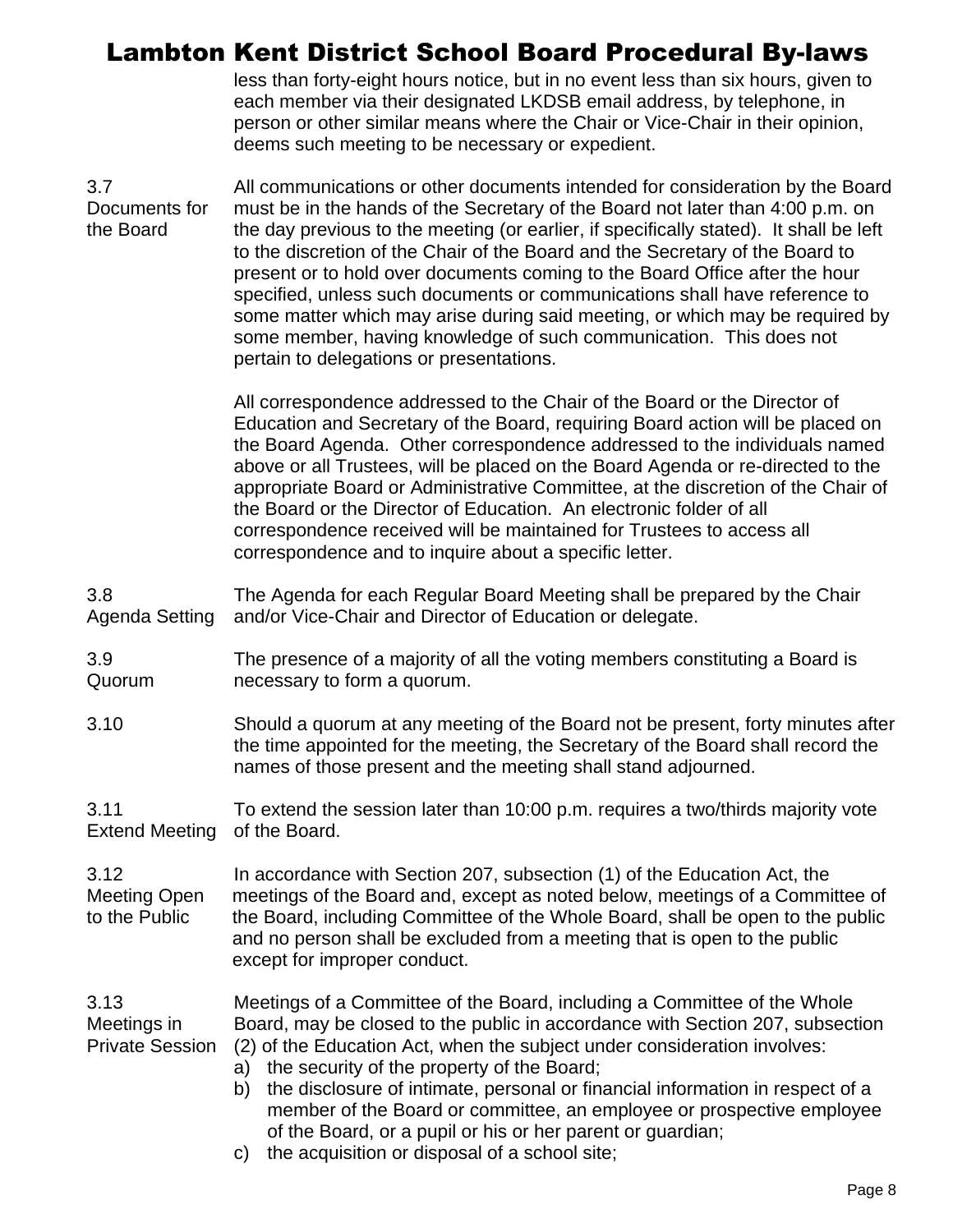less than forty-eight hours notice, but in no event less than six hours, given to each member via their designated LKDSB email address, by telephone, in person or other similar means where the Chair or Vice-Chair in their opinion, deems such meeting to be necessary or expedient.

**3.7 Documents for the Board**

All communications or other documents intended for consideration by the Board must be in the hands of the Secretary of the Board not later than 4:00 p.m. on the day previous to the meeting (or earlier, if specifically stated). It shall be left to the discretion of the Chair of the Board and the Secretary of the Board to present or to hold over documents coming to the Board Office after the hour specified, unless such documents or communications shall have reference to some matter which may arise during said meeting, or which may be required by some member, having knowledge of such communication. This does not pertain to delegations or presentations.

All correspondence addressed to the Chair of the Board or the Director of Education and Secretary of the Board, requiring Board action will be placed on the Board Agenda. Other correspondence addressed to the individuals named above or all Trustees, will be placed on the Board Agenda or re-directed to the appropriate Board or Administrative Committee, at the discretion of the Chair of the Board or the Director of Education. An electronic folder of all correspondence received will be maintained for Trustees to access all correspondence and to inquire about a specific letter.

**3.8 Agenda Setting**

The Agenda for each Regular Board Meeting shall be prepared by the Chair and/or Vice-Chair and Director of Education or delegate.

**3.9 Quorum**

The presence of a majority of all the voting members constituting a Board is necessary to form a quorum.

**3.10**

Should a quorum at any meeting of the Board not be present, forty minutes after the time appointed for the meeting, the Secretary of the Board shall record the names of those present and the meeting shall stand adjourned.

**3.11 Extend Meeting**

To extend the session later than 10:00 p.m. requires a two/thirds majority vote of the Board.

**3.12 Meeting Open to the Public**

In accordance with Section 207, subsection (1) of the Education Act, the meetings of the Board and, except as noted below, meetings of a Committee of the Board, including Committee of the Whole Board, shall be open to the public and no person shall be excluded from a meeting that is open to the public except for improper conduct.

**3.13 Meetings in Private Session**

Meetings of a Committee of the Board, including a Committee of the Whole Board, may be closed to the public in accordance with Section 207, subsection (2) of the Education Act, when the subject under consideration involves:

a) the security of the property of the Board;
b) the disclosure of intimate, personal or financial information in respect of a member of the Board or committee, an employee or prospective employee of the Board, or a pupil or his or her parent or guardian;
c) the acquisition or disposal of a school site;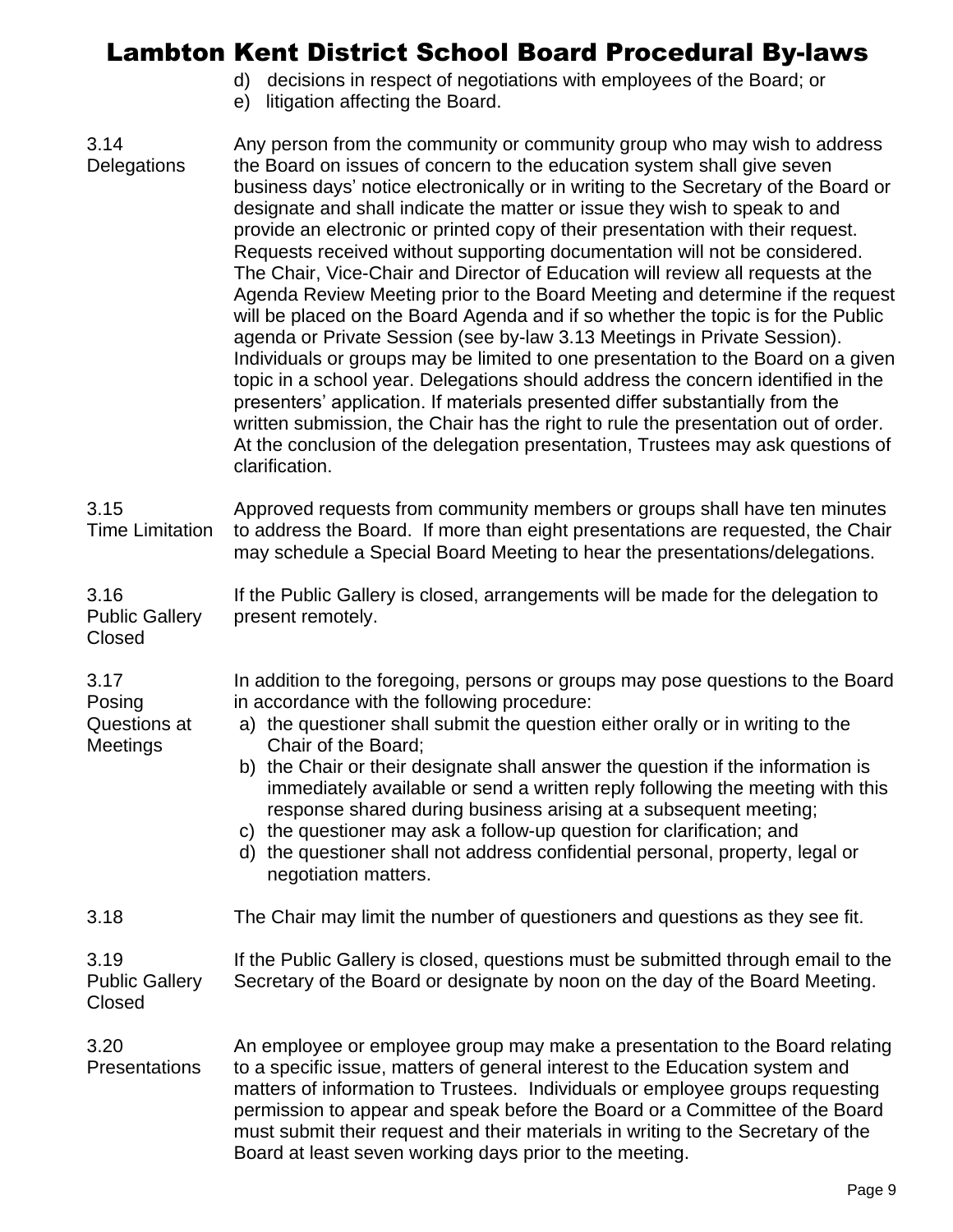d) decisions in respect of negotiations with employees of the Board; or
e) litigation affecting the Board.

**3.14 Delegations**

Any person from the community or community group who may wish to address the Board on issues of concern to the education system shall give seven business days' notice electronically or in writing to the Secretary of the Board or designate and shall indicate the matter or issue they wish to speak to and provide an electronic or printed copy of their presentation with their request. Requests received without supporting documentation will not be considered. The Chair, Vice-Chair and Director of Education will review all requests at the Agenda Review Meeting prior to the Board Meeting and determine if the request will be placed on the Board Agenda and if so whether the topic is for the Public agenda or Private Session (see by-law 3.13 Meetings in Private Session). Individuals or groups may be limited to one presentation to the Board on a given topic in a school year. Delegations should address the concern identified in the presenters' application. If materials presented differ substantially from the written submission, the Chair has the right to rule the presentation out of order. At the conclusion of the delegation presentation, Trustees may ask questions of clarification.

**3.15 Time Limitation**

Approved requests from community members or groups shall have ten minutes to address the Board. If more than eight presentations are requested, the Chair may schedule a Special Board Meeting to hear the presentations/delegations.

**3.16 Public Gallery Closed**

If the Public Gallery is closed, arrangements will be made for the delegation to present remotely.

**3.17 Posing Questions at Meetings**

In addition to the foregoing, persons or groups may pose questions to the Board in accordance with the following procedure:

a) the questioner shall submit the question either orally or in writing to the Chair of the Board;
b) the Chair or their designate shall answer the question if the information is immediately available or send a written reply following the meeting with this response shared during business arising at a subsequent meeting;
c) the questioner may ask a follow-up question for clarification; and
d) the questioner shall not address confidential personal, property, legal or negotiation matters.

**3.18**

The Chair may limit the number of questioners and questions as they see fit.

**3.19 Public Gallery Closed**

If the Public Gallery is closed, questions must be submitted through email to the Secretary of the Board or designate by noon on the day of the Board Meeting.

**3.20 Presentations**

An employee or employee group may make a presentation to the Board relating to a specific issue, matters of general interest to the Education system and matters of information to Trustees. Individuals or employee groups requesting permission to appear and speak before the Board or a Committee of the Board must submit their request and their materials in writing to the Secretary of the Board at least seven working days prior to the meeting.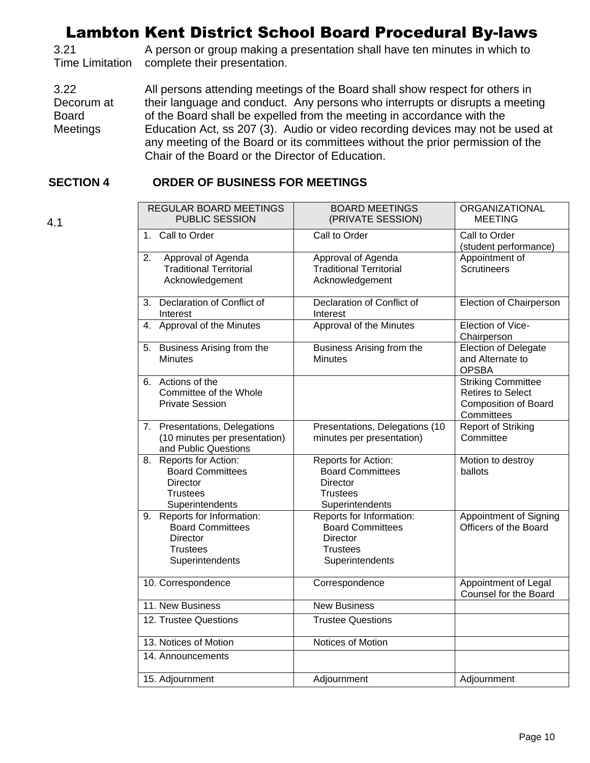**3.21 Time Limitation** — A person or group making a presentation shall have ten minutes in which to complete their presentation.

**3.22 Decorum at Board Meetings** — All persons attending meetings of the Board shall show respect for others in their language and conduct. Any persons who interrupts or disrupts a meeting of the Board shall be expelled from the meeting in accordance with the Education Act, ss 207 (3). Audio or video recording devices may not be used at any meeting of the Board or its committees without the prior permission of the Chair of the Board or the Director of Education.

## SECTION 4 ORDER OF BUSINESS FOR MEETINGS

4.1

| REGULAR BOARD MEETINGS PUBLIC SESSION | BOARD MEETINGS (PRIVATE SESSION) | ORGANIZATIONAL MEETING |
|---|---|---|
| 1. Call to Order | Call to Order | Call to Order (student performance) |
| 2. Approval of Agenda Traditional Territorial Acknowledgement | Approval of Agenda Traditional Territorial Acknowledgement | Appointment of Scrutineers |
| 3. Declaration of Conflict of Interest | Declaration of Conflict of Interest | Election of Chairperson |
| 4. Approval of the Minutes | Approval of the Minutes | Election of Vice-Chairperson |
| 5. Business Arising from the Minutes | Business Arising from the Minutes | Election of Delegate and Alternate to OPSBA |
| 6. Actions of the Committee of the Whole Private Session | | Striking Committee Retires to Select Composition of Board Committees |
| 7. Presentations, Delegations (10 minutes per presentation) and Public Questions | Presentations, Delegations (10 minutes per presentation) | Report of Striking Committee |
| 8. Reports for Action: Board Committees, Director, Trustees, Superintendents | Reports for Action: Board Committees, Director, Trustees, Superintendents | Motion to destroy ballots |
| 9. Reports for Information: Board Committees, Director, Trustees, Superintendents | Reports for Information: Board Committees, Director, Trustees, Superintendents | Appointment of Signing Officers of the Board |
| 10. Correspondence | Correspondence | Appointment of Legal Counsel for the Board |
| 11. New Business | New Business | |
| 12. Trustee Questions | Trustee Questions | |
| 13. Notices of Motion | Notices of Motion | |
| 14. Announcements | | |
| 15. Adjournment | Adjournment | Adjournment |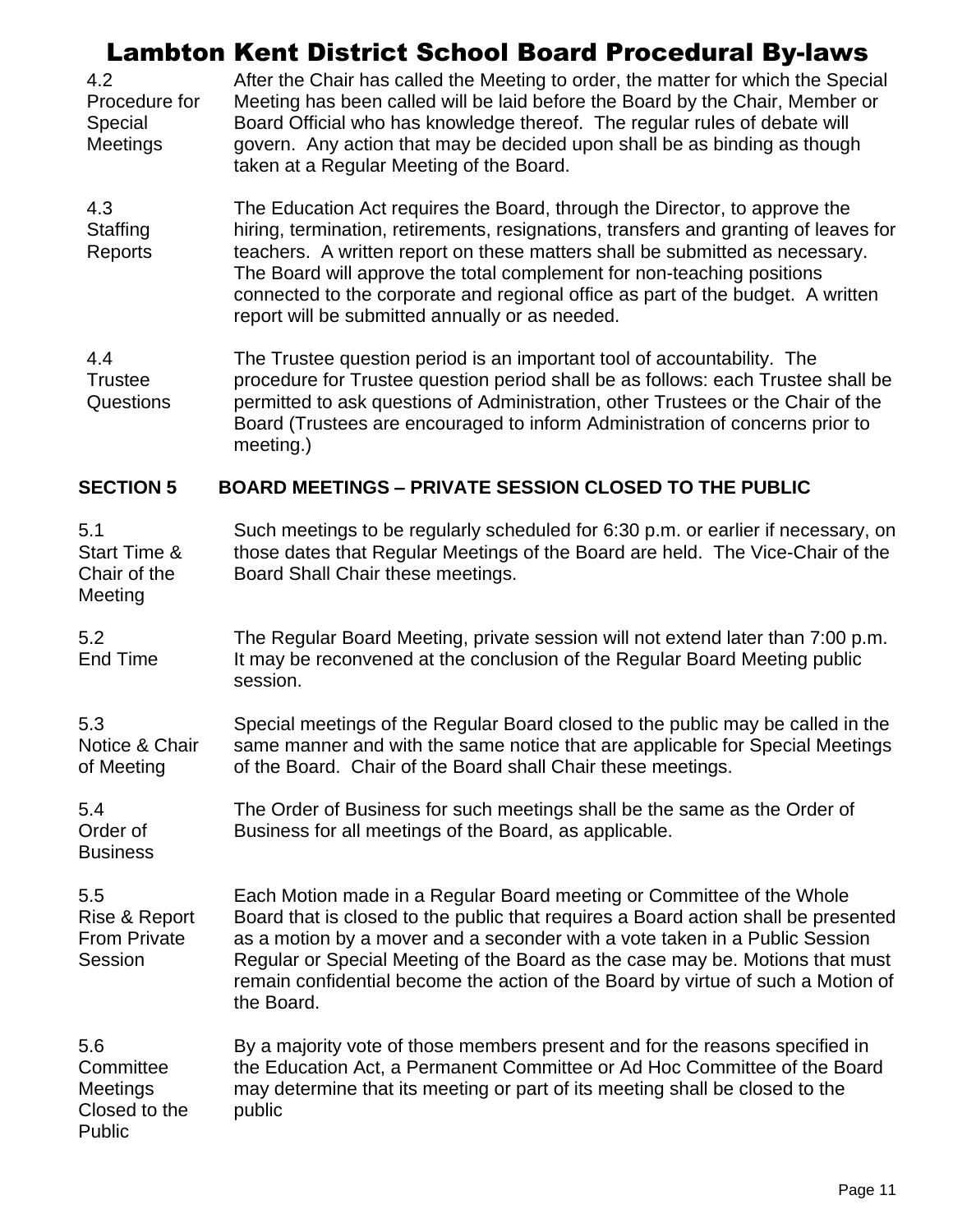**4.2 Procedure for Special Meetings**

After the Chair has called the Meeting to order, the matter for which the Special Meeting has been called will be laid before the Board by the Chair, Member or Board Official who has knowledge thereof. The regular rules of debate will govern. Any action that may be decided upon shall be as binding as though taken at a Regular Meeting of the Board.

**4.3 Staffing Reports**

The Education Act requires the Board, through the Director, to approve the hiring, termination, retirements, resignations, transfers and granting of leaves for teachers. A written report on these matters shall be submitted as necessary. The Board will approve the total complement for non-teaching positions connected to the corporate and regional office as part of the budget. A written report will be submitted annually or as needed.

**4.4 Trustee Questions**

The Trustee question period is an important tool of accountability. The procedure for Trustee question period shall be as follows: each Trustee shall be permitted to ask questions of Administration, other Trustees or the Chair of the Board (Trustees are encouraged to inform Administration of concerns prior to meeting.)

## SECTION 5 BOARD MEETINGS – PRIVATE SESSION CLOSED TO THE PUBLIC

**5.1 Start Time & Chair of the Meeting**

Such meetings to be regularly scheduled for 6:30 p.m. or earlier if necessary, on those dates that Regular Meetings of the Board are held. The Vice-Chair of the Board Shall Chair these meetings.

**5.2 End Time**

The Regular Board Meeting, private session will not extend later than 7:00 p.m. It may be reconvened at the conclusion of the Regular Board Meeting public session.

**5.3 Notice & Chair of Meeting**

Special meetings of the Regular Board closed to the public may be called in the same manner and with the same notice that are applicable for Special Meetings of the Board. Chair of the Board shall Chair these meetings.

**5.4 Order of Business**

The Order of Business for such meetings shall be the same as the Order of Business for all meetings of the Board, as applicable.

**5.5 Rise & Report From Private Session**

Each Motion made in a Regular Board meeting or Committee of the Whole Board that is closed to the public that requires a Board action shall be presented as a motion by a mover and a seconder with a vote taken in a Public Session Regular or Special Meeting of the Board as the case may be. Motions that must remain confidential become the action of the Board by virtue of such a Motion of the Board.

**5.6 Committee Meetings Closed to the Public**

By a majority vote of those members present and for the reasons specified in the Education Act, a Permanent Committee or Ad Hoc Committee of the Board may determine that its meeting or part of its meeting shall be closed to the public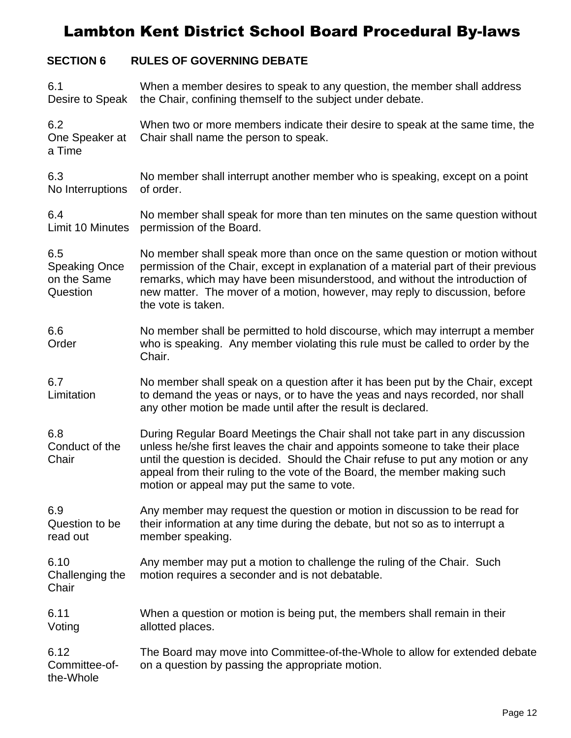# Lambton Kent District School Board Procedural By-laws

## SECTION 6 RULES OF GOVERNING DEBATE

**6.1 Desire to Speak** — When a member desires to speak to any question, the member shall address the Chair, confining themself to the subject under debate.

**6.2 One Speaker at a Time** — When two or more members indicate their desire to speak at the same time, the Chair shall name the person to speak.

**6.3 No Interruptions** — No member shall interrupt another member who is speaking, except on a point of order.

**6.4 Limit 10 Minutes** — No member shall speak for more than ten minutes on the same question without permission of the Board.

**6.5 Speaking Once on the Same Question** — No member shall speak more than once on the same question or motion without permission of the Chair, except in explanation of a material part of their previous remarks, which may have been misunderstood, and without the introduction of new matter. The mover of a motion, however, may reply to discussion, before the vote is taken.

**6.6 Order** — No member shall be permitted to hold discourse, which may interrupt a member who is speaking. Any member violating this rule must be called to order by the Chair.

**6.7 Limitation** — No member shall speak on a question after it has been put by the Chair, except to demand the yeas or nays, or to have the yeas and nays recorded, nor shall any other motion be made until after the result is declared.

**6.8 Conduct of the Chair** — During Regular Board Meetings the Chair shall not take part in any discussion unless he/she first leaves the chair and appoints someone to take their place until the question is decided. Should the Chair refuse to put any motion or any appeal from their ruling to the vote of the Board, the member making such motion or appeal may put the same to vote.

**6.9 Question to be read out** — Any member may request the question or motion in discussion to be read for their information at any time during the debate, but not so as to interrupt a member speaking.

**6.10 Challenging the Chair** — Any member may put a motion to challenge the ruling of the Chair. Such motion requires a seconder and is not debatable.

**6.11 Voting** — When a question or motion is being put, the members shall remain in their allotted places.

**6.12 Committee-of-the-Whole** — The Board may move into Committee-of-the-Whole to allow for extended debate on a question by passing the appropriate motion.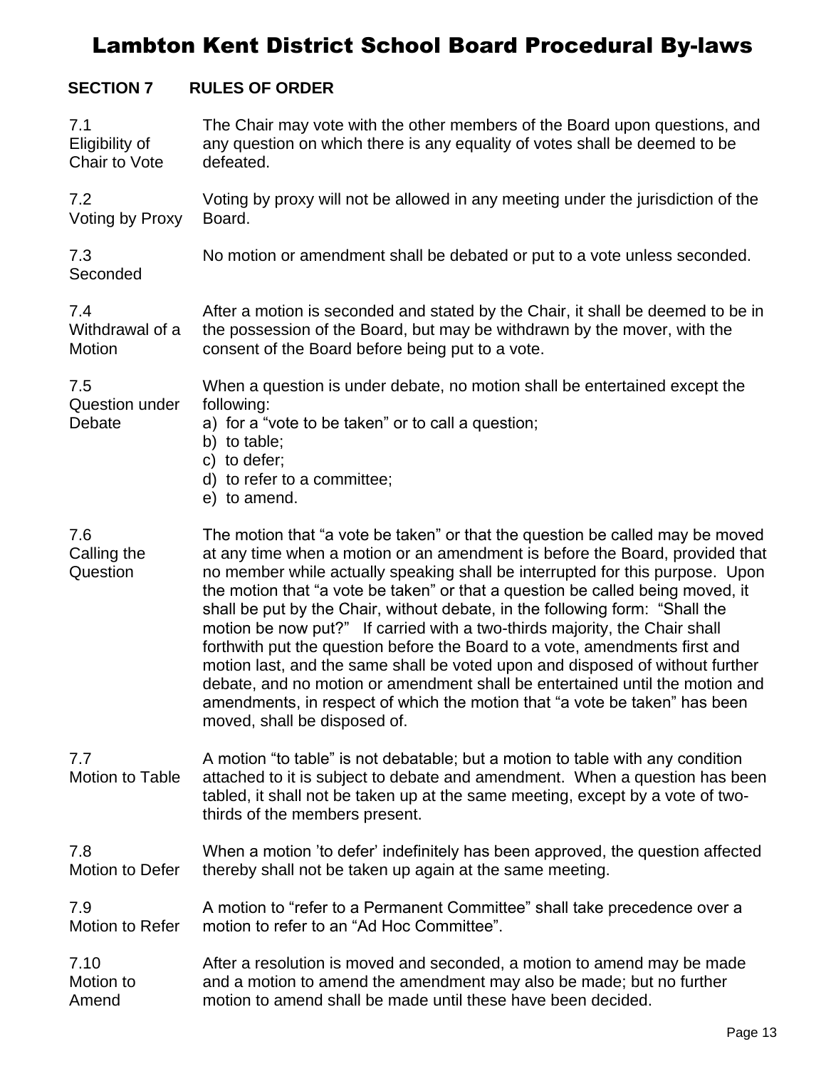# Lambton Kent District School Board Procedural By-laws

## SECTION 7 RULES OF ORDER

**7.1 Eligibility of Chair to Vote**

The Chair may vote with the other members of the Board upon questions, and any question on which there is any equality of votes shall be deemed to be defeated.

**7.2 Voting by Proxy**

Voting by proxy will not be allowed in any meeting under the jurisdiction of the Board.

**7.3 Seconded**

No motion or amendment shall be debated or put to a vote unless seconded.

**7.4 Withdrawal of a Motion**

After a motion is seconded and stated by the Chair, it shall be deemed to be in the possession of the Board, but may be withdrawn by the mover, with the consent of the Board before being put to a vote.

**7.5 Question under Debate**

When a question is under debate, no motion shall be entertained except the following:

a) for a "vote to be taken" or to call a question;
b) to table;
c) to defer;
d) to refer to a committee;
e) to amend.

**7.6 Calling the Question**

The motion that "a vote be taken" or that the question be called may be moved at any time when a motion or an amendment is before the Board, provided that no member while actually speaking shall be interrupted for this purpose. Upon the motion that "a vote be taken" or that a question be called being moved, it shall be put by the Chair, without debate, in the following form: "Shall the motion be now put?" If carried with a two-thirds majority, the Chair shall forthwith put the question before the Board to a vote, amendments first and motion last, and the same shall be voted upon and disposed of without further debate, and no motion or amendment shall be entertained until the motion and amendments, in respect of which the motion that "a vote be taken" has been moved, shall be disposed of.

**7.7 Motion to Table**

A motion "to table" is not debatable; but a motion to table with any condition attached to it is subject to debate and amendment. When a question has been tabled, it shall not be taken up at the same meeting, except by a vote of two-thirds of the members present.

**7.8 Motion to Defer**

When a motion 'to defer' indefinitely has been approved, the question affected thereby shall not be taken up again at the same meeting.

**7.9 Motion to Refer**

A motion to "refer to a Permanent Committee" shall take precedence over a motion to refer to an "Ad Hoc Committee".

**7.10 Motion to Amend**

After a resolution is moved and seconded, a motion to amend may be made and a motion to amend the amendment may also be made; but no further motion to amend shall be made until these have been decided.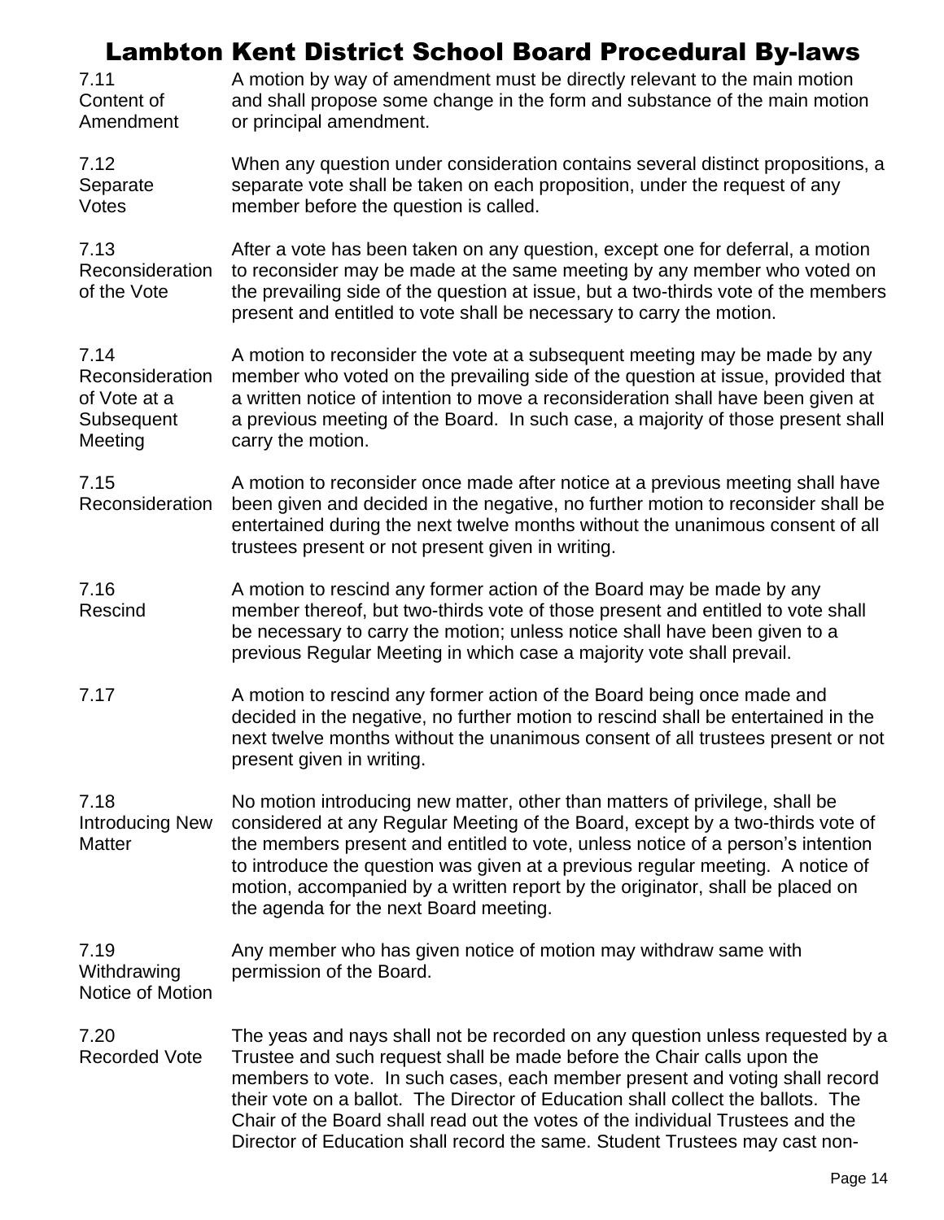**7.11 Content of Amendment**

A motion by way of amendment must be directly relevant to the main motion and shall propose some change in the form and substance of the main motion or principal amendment.

**7.12 Separate Votes**

When any question under consideration contains several distinct propositions, a separate vote shall be taken on each proposition, under the request of any member before the question is called.

**7.13 Reconsideration of the Vote**

After a vote has been taken on any question, except one for deferral, a motion to reconsider may be made at the same meeting by any member who voted on the prevailing side of the question at issue, but a two-thirds vote of the members present and entitled to vote shall be necessary to carry the motion.

**7.14 Reconsideration of Vote at a Subsequent Meeting**

A motion to reconsider the vote at a subsequent meeting may be made by any member who voted on the prevailing side of the question at issue, provided that a written notice of intention to move a reconsideration shall have been given at a previous meeting of the Board. In such case, a majority of those present shall carry the motion.

**7.15 Reconsideration**

A motion to reconsider once made after notice at a previous meeting shall have been given and decided in the negative, no further motion to reconsider shall be entertained during the next twelve months without the unanimous consent of all trustees present or not present given in writing.

**7.16 Rescind**

A motion to rescind any former action of the Board may be made by any member thereof, but two-thirds vote of those present and entitled to vote shall be necessary to carry the motion; unless notice shall have been given to a previous Regular Meeting in which case a majority vote shall prevail.

**7.17**

A motion to rescind any former action of the Board being once made and decided in the negative, no further motion to rescind shall be entertained in the next twelve months without the unanimous consent of all trustees present or not present given in writing.

**7.18 Introducing New Matter**

No motion introducing new matter, other than matters of privilege, shall be considered at any Regular Meeting of the Board, except by a two-thirds vote of the members present and entitled to vote, unless notice of a person's intention to introduce the question was given at a previous regular meeting. A notice of motion, accompanied by a written report by the originator, shall be placed on the agenda for the next Board meeting.

**7.19 Withdrawing Notice of Motion**

Any member who has given notice of motion may withdraw same with permission of the Board.

**7.20 Recorded Vote**

The yeas and nays shall not be recorded on any question unless requested by a Trustee and such request shall be made before the Chair calls upon the members to vote. In such cases, each member present and voting shall record their vote on a ballot. The Director of Education shall collect the ballots. The Chair of the Board shall read out the votes of the individual Trustees and the Director of Education shall record the same. Student Trustees may cast non-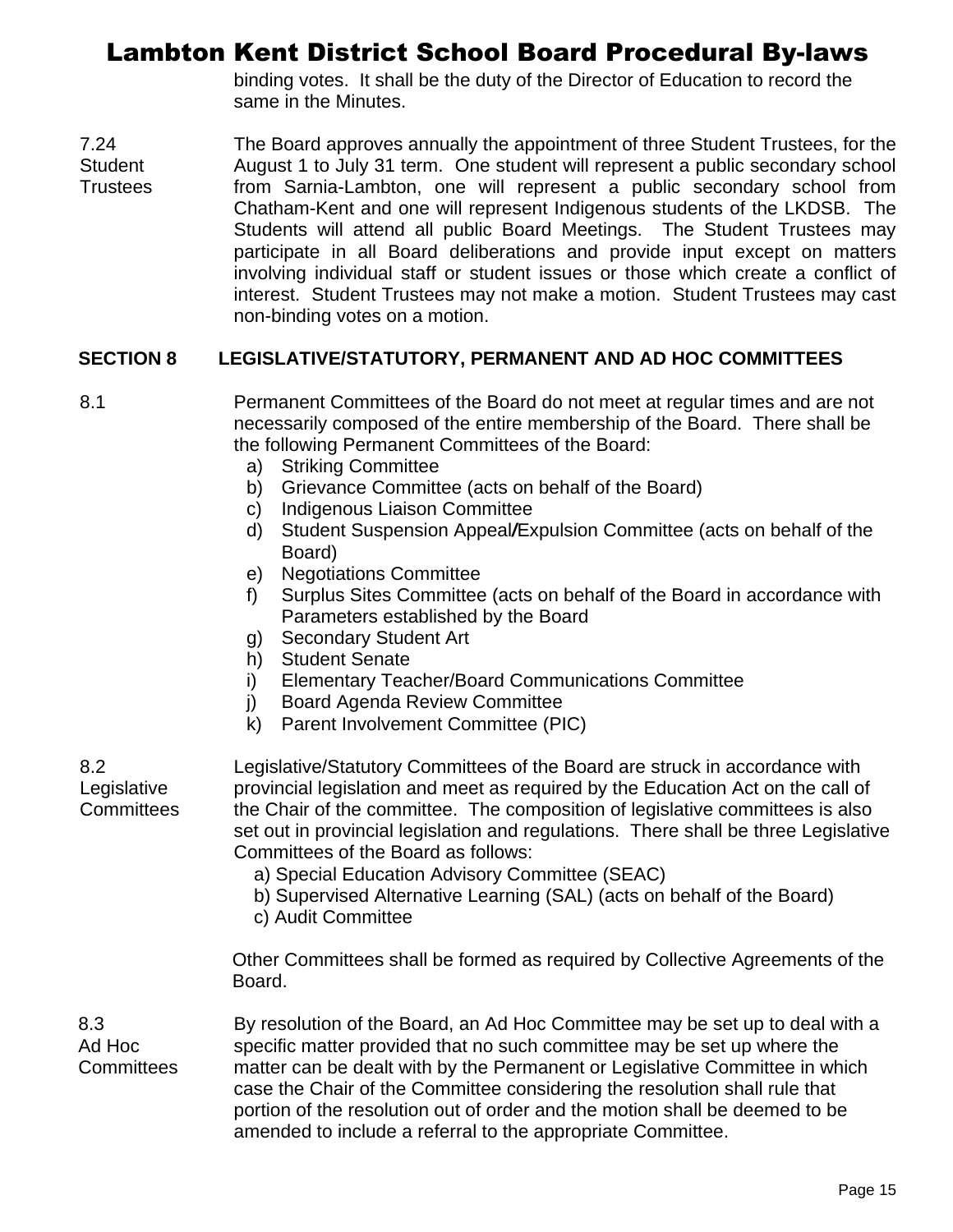binding votes. It shall be the duty of the Director of Education to record the same in the Minutes.

**7.24 Student Trustees**

The Board approves annually the appointment of three Student Trustees, for the August 1 to July 31 term. One student will represent a public secondary school from Sarnia-Lambton, one will represent a public secondary school from Chatham-Kent and one will represent Indigenous students of the LKDSB. The Students will attend all public Board Meetings. The Student Trustees may participate in all Board deliberations and provide input except on matters involving individual staff or student issues or those which create a conflict of interest. Student Trustees may not make a motion. Student Trustees may cast non-binding votes on a motion.

## SECTION 8 LEGISLATIVE/STATUTORY, PERMANENT AND AD HOC COMMITTEES

**8.1**

Permanent Committees of the Board do not meet at regular times and are not necessarily composed of the entire membership of the Board. There shall be the following Permanent Committees of the Board:

a) Striking Committee
b) Grievance Committee (acts on behalf of the Board)
c) Indigenous Liaison Committee
d) Student Suspension Appeal/Expulsion Committee (acts on behalf of the Board)
e) Negotiations Committee
f) Surplus Sites Committee (acts on behalf of the Board in accordance with Parameters established by the Board
g) Secondary Student Art
h) Student Senate
i) Elementary Teacher/Board Communications Committee
j) Board Agenda Review Committee
k) Parent Involvement Committee (PIC)

**8.2 Legislative Committees**

Legislative/Statutory Committees of the Board are struck in accordance with provincial legislation and meet as required by the Education Act on the call of the Chair of the committee. The composition of legislative committees is also set out in provincial legislation and regulations. There shall be three Legislative Committees of the Board as follows:

a) Special Education Advisory Committee (SEAC)
b) Supervised Alternative Learning (SAL) (acts on behalf of the Board)
c) Audit Committee

Other Committees shall be formed as required by Collective Agreements of the Board.

**8.3 Ad Hoc Committees**

By resolution of the Board, an Ad Hoc Committee may be set up to deal with a specific matter provided that no such committee may be set up where the matter can be dealt with by the Permanent or Legislative Committee in which case the Chair of the Committee considering the resolution shall rule that portion of the resolution out of order and the motion shall be deemed to be amended to include a referral to the appropriate Committee.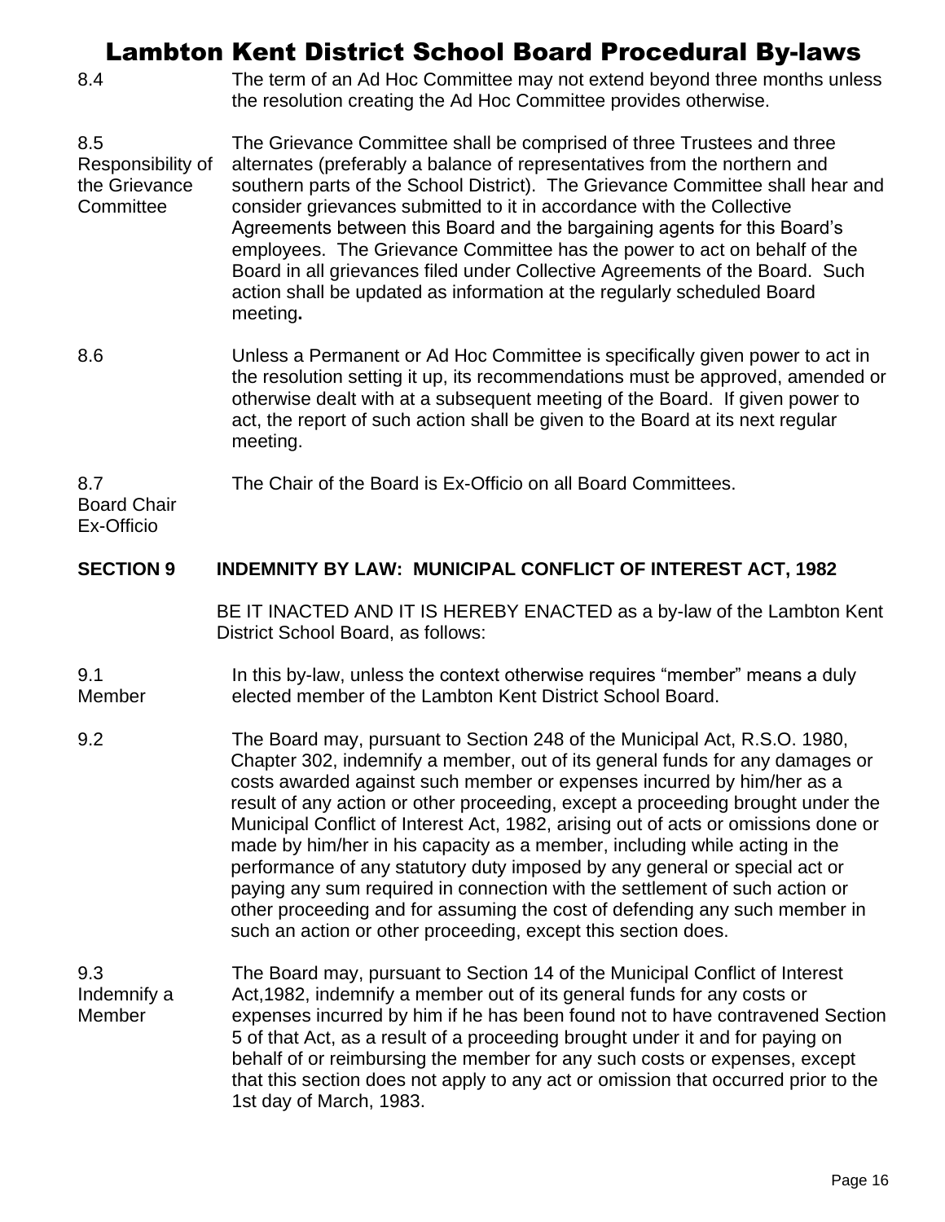8.4 The term of an Ad Hoc Committee may not extend beyond three months unless the resolution creating the Ad Hoc Committee provides otherwise.

8.5 Responsibility of the Grievance Committee
The Grievance Committee shall be comprised of three Trustees and three alternates (preferably a balance of representatives from the northern and southern parts of the School District). The Grievance Committee shall hear and consider grievances submitted to it in accordance with the Collective Agreements between this Board and the bargaining agents for this Board's employees. The Grievance Committee has the power to act on behalf of the Board in all grievances filed under Collective Agreements of the Board. Such action shall be updated as information at the regularly scheduled Board meeting**.**

8.6 Unless a Permanent or Ad Hoc Committee is specifically given power to act in the resolution setting it up, its recommendations must be approved, amended or otherwise dealt with at a subsequent meeting of the Board. If given power to act, the report of such action shall be given to the Board at its next regular meeting.

8.7 Board Chair Ex-Officio
The Chair of the Board is Ex-Officio on all Board Committees.

## SECTION 9 INDEMNITY BY LAW: MUNICIPAL CONFLICT OF INTEREST ACT, 1982

BE IT INACTED AND IT IS HEREBY ENACTED as a by-law of the Lambton Kent District School Board, as follows:

9.1 Member
In this by-law, unless the context otherwise requires "member" means a duly elected member of the Lambton Kent District School Board.

9.2 The Board may, pursuant to Section 248 of the Municipal Act, R.S.O. 1980, Chapter 302, indemnify a member, out of its general funds for any damages or costs awarded against such member or expenses incurred by him/her as a result of any action or other proceeding, except a proceeding brought under the Municipal Conflict of Interest Act, 1982, arising out of acts or omissions done or made by him/her in his capacity as a member, including while acting in the performance of any statutory duty imposed by any general or special act or paying any sum required in connection with the settlement of such action or other proceeding and for assuming the cost of defending any such member in such an action or other proceeding, except this section does.

9.3 Indemnify a Member
The Board may, pursuant to Section 14 of the Municipal Conflict of Interest Act,1982, indemnify a member out of its general funds for any costs or expenses incurred by him if he has been found not to have contravened Section 5 of that Act, as a result of a proceeding brought under it and for paying on behalf of or reimbursing the member for any such costs or expenses, except that this section does not apply to any act or omission that occurred prior to the 1st day of March, 1983.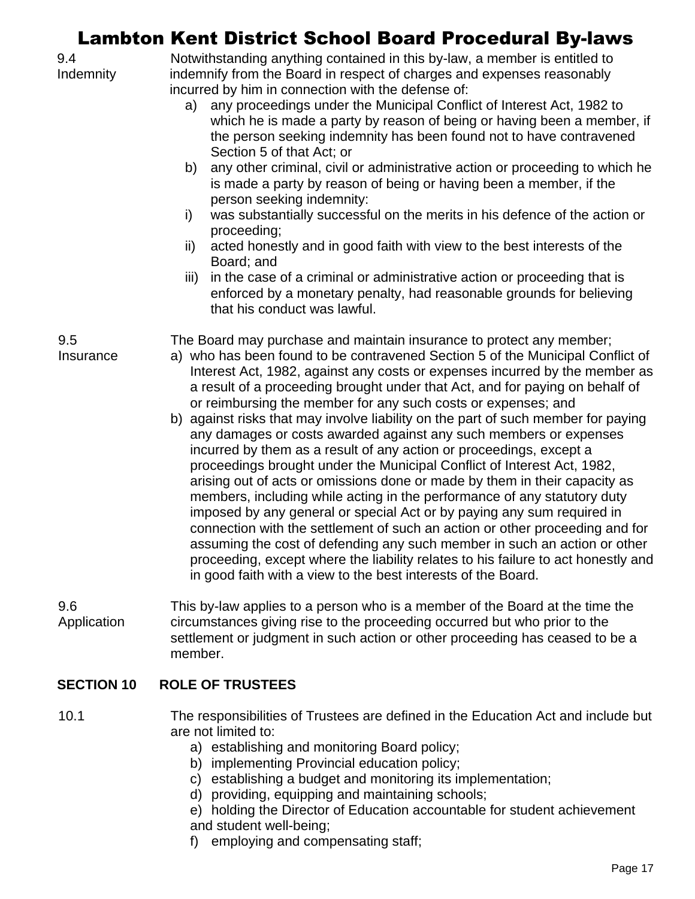**9.4 Indemnity**

Notwithstanding anything contained in this by-law, a member is entitled to indemnify from the Board in respect of charges and expenses reasonably incurred by him in connection with the defense of:

a) any proceedings under the Municipal Conflict of Interest Act, 1982 to which he is made a party by reason of being or having been a member, if the person seeking indemnity has been found not to have contravened Section 5 of that Act; or

b) any other criminal, civil or administrative action or proceeding to which he is made a party by reason of being or having been a member, if the person seeking indemnity:

i) was substantially successful on the merits in his defence of the action or proceeding;

ii) acted honestly and in good faith with view to the best interests of the Board; and

iii) in the case of a criminal or administrative action or proceeding that is enforced by a monetary penalty, had reasonable grounds for believing that his conduct was lawful.

**9.5 Insurance**

The Board may purchase and maintain insurance to protect any member;

a) who has been found to be contravened Section 5 of the Municipal Conflict of Interest Act, 1982, against any costs or expenses incurred by the member as a result of a proceeding brought under that Act, and for paying on behalf of or reimbursing the member for any such costs or expenses; and

b) against risks that may involve liability on the part of such member for paying any damages or costs awarded against any such members or expenses incurred by them as a result of any action or proceedings, except a proceedings brought under the Municipal Conflict of Interest Act, 1982, arising out of acts or omissions done or made by them in their capacity as members, including while acting in the performance of any statutory duty imposed by any general or special Act or by paying any sum required in connection with the settlement of such an action or other proceeding and for assuming the cost of defending any such member in such an action or other proceeding, except where the liability relates to his failure to act honestly and in good faith with a view to the best interests of the Board.

**9.6 Application**

This by-law applies to a person who is a member of the Board at the time the circumstances giving rise to the proceeding occurred but who prior to the settlement or judgment in such action or other proceeding has ceased to be a member.

## SECTION 10 ROLE OF TRUSTEES

10.1 The responsibilities of Trustees are defined in the Education Act and include but are not limited to:

a) establishing and monitoring Board policy;
b) implementing Provincial education policy;
c) establishing a budget and monitoring its implementation;
d) providing, equipping and maintaining schools;
e) holding the Director of Education accountable for student achievement and student well-being;
f) employing and compensating staff;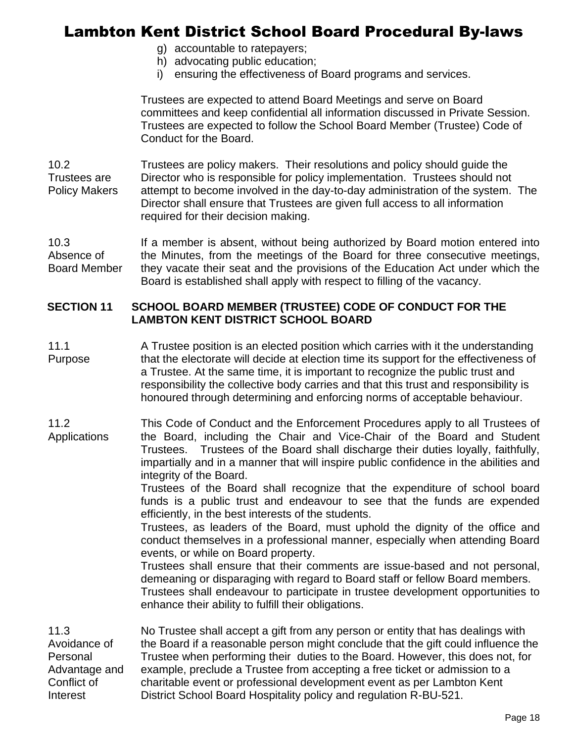g) accountable to ratepayers;
h) advocating public education;
i) ensuring the effectiveness of Board programs and services.

Trustees are expected to attend Board Meetings and serve on Board committees and keep confidential all information discussed in Private Session. Trustees are expected to follow the School Board Member (Trustee) Code of Conduct for the Board.

**10.2 Trustees are Policy Makers**

Trustees are policy makers. Their resolutions and policy should guide the Director who is responsible for policy implementation. Trustees should not attempt to become involved in the day-to-day administration of the system. The Director shall ensure that Trustees are given full access to all information required for their decision making.

**10.3 Absence of Board Member**

If a member is absent, without being authorized by Board motion entered into the Minutes, from the meetings of the Board for three consecutive meetings, they vacate their seat and the provisions of the Education Act under which the Board is established shall apply with respect to filling of the vacancy.

## SECTION 11 SCHOOL BOARD MEMBER (TRUSTEE) CODE OF CONDUCT FOR THE LAMBTON KENT DISTRICT SCHOOL BOARD

**11.1 Purpose**

A Trustee position is an elected position which carries with it the understanding that the electorate will decide at election time its support for the effectiveness of a Trustee. At the same time, it is important to recognize the public trust and responsibility the collective body carries and that this trust and responsibility is honoured through determining and enforcing norms of acceptable behaviour.

**11.2 Applications**

This Code of Conduct and the Enforcement Procedures apply to all Trustees of the Board, including the Chair and Vice-Chair of the Board and Student Trustees. Trustees of the Board shall discharge their duties loyally, faithfully, impartially and in a manner that will inspire public confidence in the abilities and integrity of the Board.

Trustees of the Board shall recognize that the expenditure of school board funds is a public trust and endeavour to see that the funds are expended efficiently, in the best interests of the students.

Trustees, as leaders of the Board, must uphold the dignity of the office and conduct themselves in a professional manner, especially when attending Board events, or while on Board property.

Trustees shall ensure that their comments are issue-based and not personal, demeaning or disparaging with regard to Board staff or fellow Board members.

Trustees shall endeavour to participate in trustee development opportunities to enhance their ability to fulfill their obligations.

**11.3 Avoidance of Personal Advantage and Conflict of Interest**

No Trustee shall accept a gift from any person or entity that has dealings with the Board if a reasonable person might conclude that the gift could influence the Trustee when performing their duties to the Board. However, this does not, for example, preclude a Trustee from accepting a free ticket or admission to a charitable event or professional development event as per Lambton Kent District School Board Hospitality policy and regulation R-BU-521.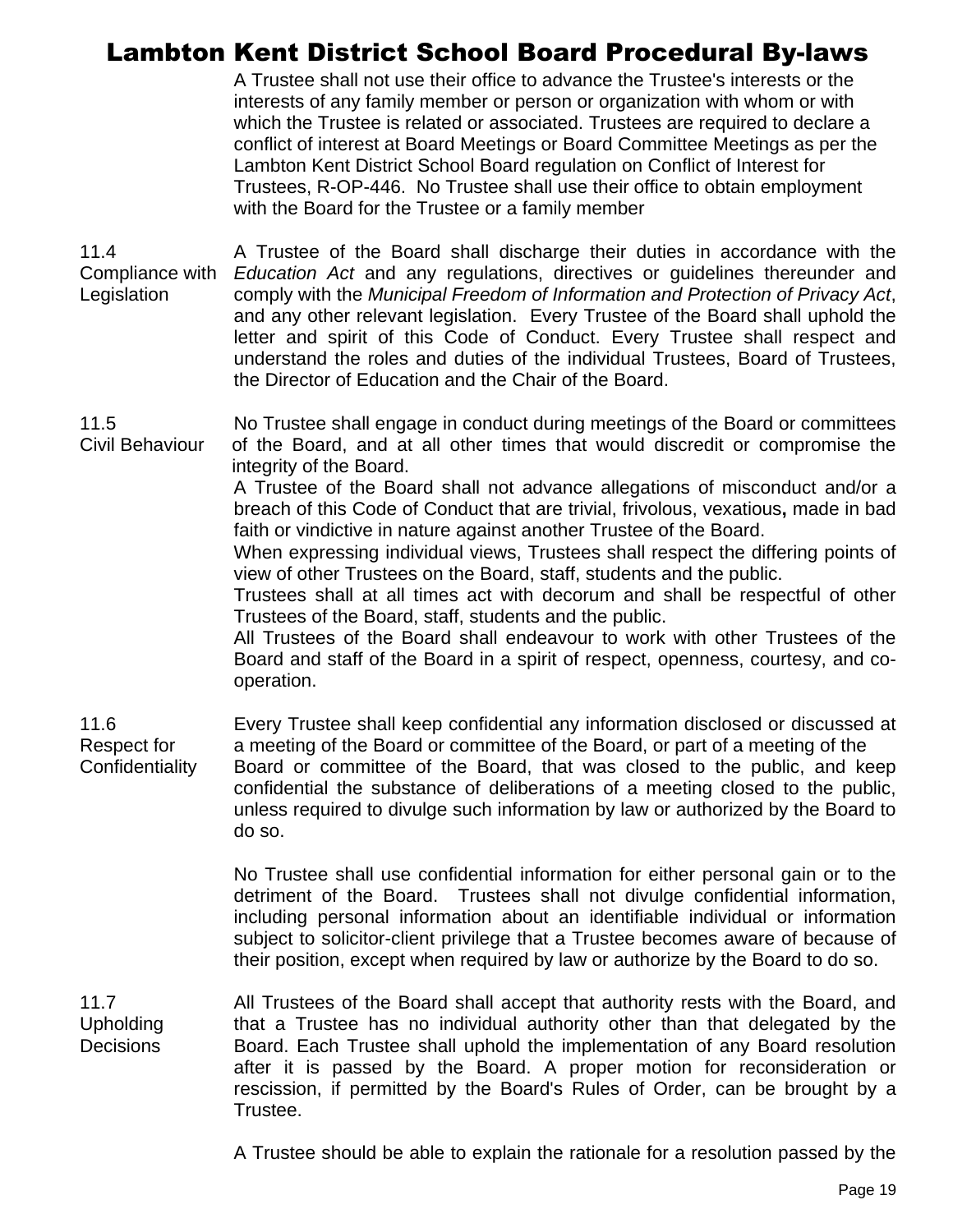A Trustee shall not use their office to advance the Trustee's interests or the interests of any family member or person or organization with whom or with which the Trustee is related or associated. Trustees are required to declare a conflict of interest at Board Meetings or Board Committee Meetings as per the Lambton Kent District School Board regulation on Conflict of Interest for Trustees, R-OP-446. No Trustee shall use their office to obtain employment with the Board for the Trustee or a family member

**11.4 Compliance with Legislation**

A Trustee of the Board shall discharge their duties in accordance with the *Education Act* and any regulations, directives or guidelines thereunder and comply with the *Municipal Freedom of Information and Protection of Privacy Act*, and any other relevant legislation. Every Trustee of the Board shall uphold the letter and spirit of this Code of Conduct. Every Trustee shall respect and understand the roles and duties of the individual Trustees, Board of Trustees, the Director of Education and the Chair of the Board.

**11.5 Civil Behaviour**

No Trustee shall engage in conduct during meetings of the Board or committees of the Board, and at all other times that would discredit or compromise the integrity of the Board.

A Trustee of the Board shall not advance allegations of misconduct and/or a breach of this Code of Conduct that are trivial, frivolous, vexatious**,** made in bad faith or vindictive in nature against another Trustee of the Board.

When expressing individual views, Trustees shall respect the differing points of view of other Trustees on the Board, staff, students and the public.

Trustees shall at all times act with decorum and shall be respectful of other Trustees of the Board, staff, students and the public.

All Trustees of the Board shall endeavour to work with other Trustees of the Board and staff of the Board in a spirit of respect, openness, courtesy, and co-operation.

**11.6 Respect for Confidentiality**

Every Trustee shall keep confidential any information disclosed or discussed at a meeting of the Board or committee of the Board, or part of a meeting of the Board or committee of the Board, that was closed to the public, and keep confidential the substance of deliberations of a meeting closed to the public, unless required to divulge such information by law or authorized by the Board to do so.

No Trustee shall use confidential information for either personal gain or to the detriment of the Board. Trustees shall not divulge confidential information, including personal information about an identifiable individual or information subject to solicitor-client privilege that a Trustee becomes aware of because of their position, except when required by law or authorize by the Board to do so.

**11.7 Upholding Decisions**

All Trustees of the Board shall accept that authority rests with the Board, and that a Trustee has no individual authority other than that delegated by the Board. Each Trustee shall uphold the implementation of any Board resolution after it is passed by the Board. A proper motion for reconsideration or rescission, if permitted by the Board's Rules of Order, can be brought by a Trustee.

A Trustee should be able to explain the rationale for a resolution passed by the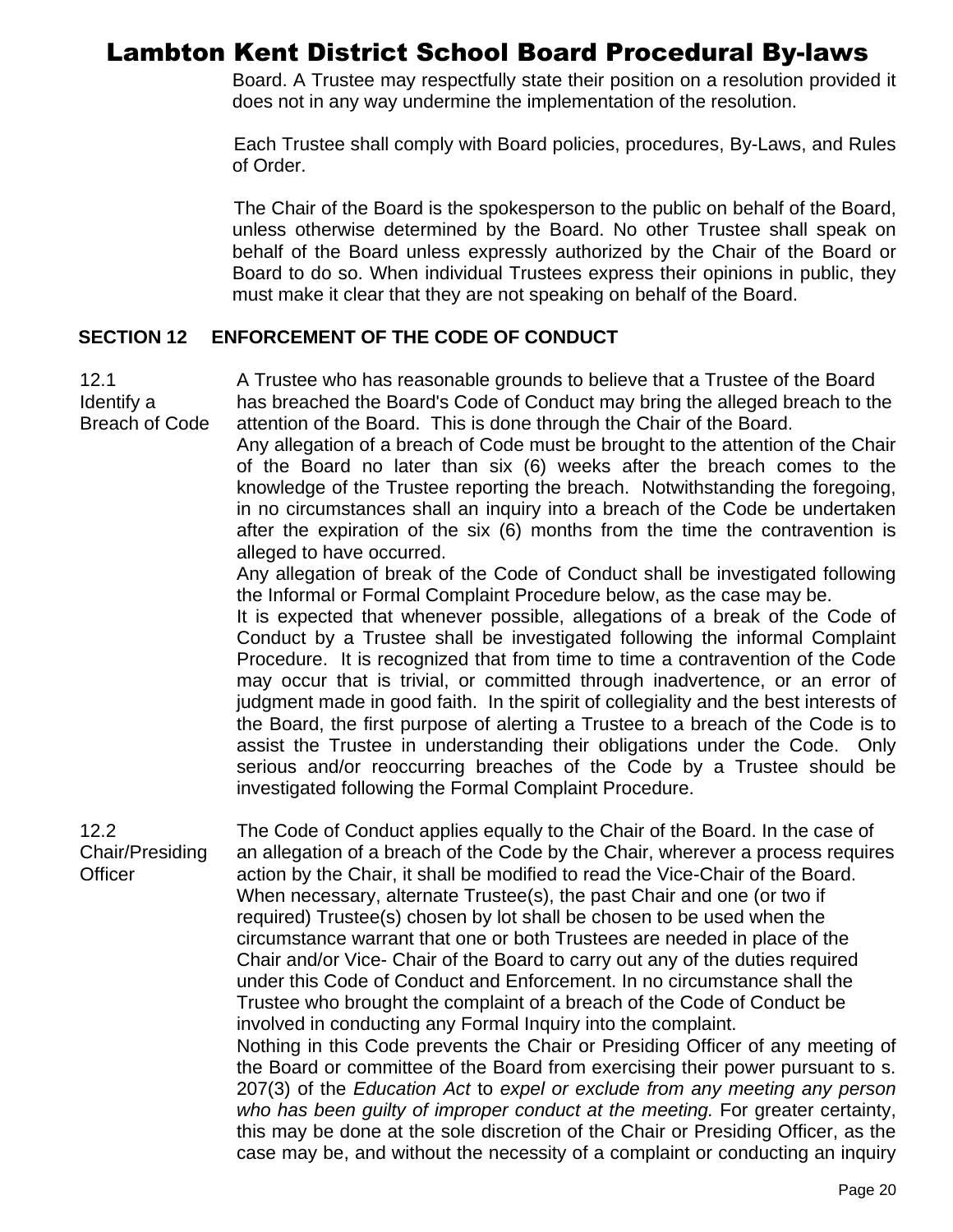Board. A Trustee may respectfully state their position on a resolution provided it does not in any way undermine the implementation of the resolution.

Each Trustee shall comply with Board policies, procedures, By-Laws, and Rules of Order.

The Chair of the Board is the spokesperson to the public on behalf of the Board, unless otherwise determined by the Board. No other Trustee shall speak on behalf of the Board unless expressly authorized by the Chair of the Board or Board to do so. When individual Trustees express their opinions in public, they must make it clear that they are not speaking on behalf of the Board.

## SECTION 12 ENFORCEMENT OF THE CODE OF CONDUCT

**12.1 Identify a Breach of Code**

A Trustee who has reasonable grounds to believe that a Trustee of the Board has breached the Board's Code of Conduct may bring the alleged breach to the attention of the Board. This is done through the Chair of the Board.

Any allegation of a breach of Code must be brought to the attention of the Chair of the Board no later than six (6) weeks after the breach comes to the knowledge of the Trustee reporting the breach. Notwithstanding the foregoing, in no circumstances shall an inquiry into a breach of the Code be undertaken after the expiration of the six (6) months from the time the contravention is alleged to have occurred.

Any allegation of break of the Code of Conduct shall be investigated following the Informal or Formal Complaint Procedure below, as the case may be.

It is expected that whenever possible, allegations of a break of the Code of Conduct by a Trustee shall be investigated following the informal Complaint Procedure. It is recognized that from time to time a contravention of the Code may occur that is trivial, or committed through inadvertence, or an error of judgment made in good faith. In the spirit of collegiality and the best interests of the Board, the first purpose of alerting a Trustee to a breach of the Code is to assist the Trustee in understanding their obligations under the Code. Only serious and/or reoccurring breaches of the Code by a Trustee should be investigated following the Formal Complaint Procedure.

**12.2 Chair/Presiding Officer**

The Code of Conduct applies equally to the Chair of the Board. In the case of an allegation of a breach of the Code by the Chair, wherever a process requires action by the Chair, it shall be modified to read the Vice-Chair of the Board. When necessary, alternate Trustee(s), the past Chair and one (or two if required) Trustee(s) chosen by lot shall be chosen to be used when the circumstance warrant that one or both Trustees are needed in place of the Chair and/or Vice- Chair of the Board to carry out any of the duties required under this Code of Conduct and Enforcement. In no circumstance shall the Trustee who brought the complaint of a breach of the Code of Conduct be involved in conducting any Formal Inquiry into the complaint.

Nothing in this Code prevents the Chair or Presiding Officer of any meeting of the Board or committee of the Board from exercising their power pursuant to s. 207(3) of the *Education Act* to *expel or exclude from any meeting any person who has been guilty of improper conduct at the meeting.* For greater certainty, this may be done at the sole discretion of the Chair or Presiding Officer, as the case may be, and without the necessity of a complaint or conducting an inquiry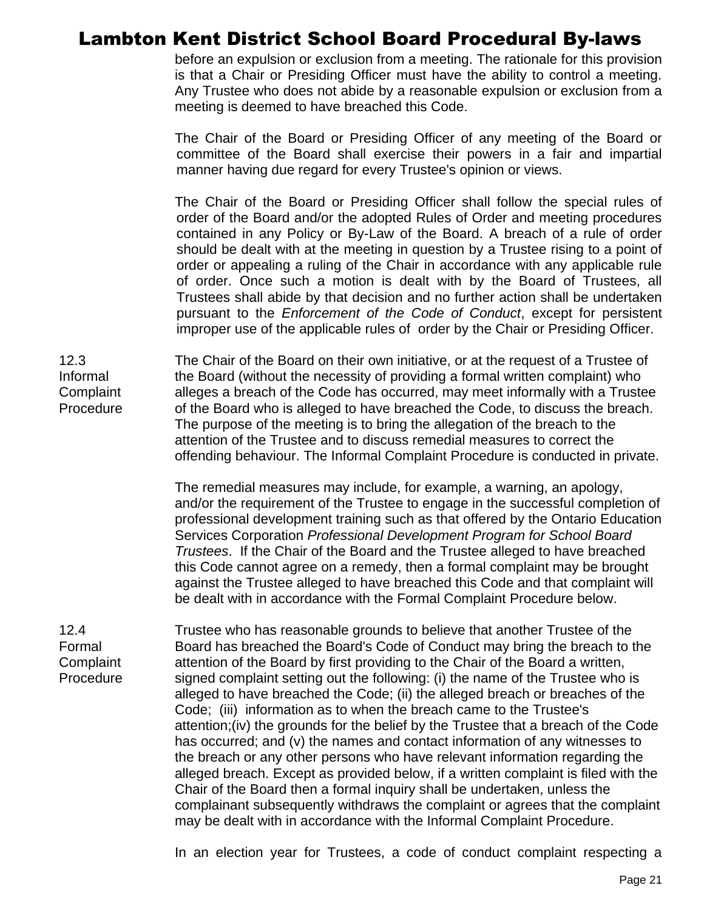before an expulsion or exclusion from a meeting. The rationale for this provision is that a Chair or Presiding Officer must have the ability to control a meeting. Any Trustee who does not abide by a reasonable expulsion or exclusion from a meeting is deemed to have breached this Code.

The Chair of the Board or Presiding Officer of any meeting of the Board or committee of the Board shall exercise their powers in a fair and impartial manner having due regard for every Trustee's opinion or views.

The Chair of the Board or Presiding Officer shall follow the special rules of order of the Board and/or the adopted Rules of Order and meeting procedures contained in any Policy or By-Law of the Board. A breach of a rule of order should be dealt with at the meeting in question by a Trustee rising to a point of order or appealing a ruling of the Chair in accordance with any applicable rule of order. Once such a motion is dealt with by the Board of Trustees, all Trustees shall abide by that decision and no further action shall be undertaken pursuant to the *Enforcement of the Code of Conduct*, except for persistent improper use of the applicable rules of order by the Chair or Presiding Officer.

**12.3 Informal Complaint Procedure**

The Chair of the Board on their own initiative, or at the request of a Trustee of the Board (without the necessity of providing a formal written complaint) who alleges a breach of the Code has occurred, may meet informally with a Trustee of the Board who is alleged to have breached the Code, to discuss the breach. The purpose of the meeting is to bring the allegation of the breach to the attention of the Trustee and to discuss remedial measures to correct the offending behaviour. The Informal Complaint Procedure is conducted in private.

The remedial measures may include, for example, a warning, an apology, and/or the requirement of the Trustee to engage in the successful completion of professional development training such as that offered by the Ontario Education Services Corporation *Professional Development Program for School Board Trustees*. If the Chair of the Board and the Trustee alleged to have breached this Code cannot agree on a remedy, then a formal complaint may be brought against the Trustee alleged to have breached this Code and that complaint will be dealt with in accordance with the Formal Complaint Procedure below.

**12.4 Formal Complaint Procedure**

Trustee who has reasonable grounds to believe that another Trustee of the Board has breached the Board's Code of Conduct may bring the breach to the attention of the Board by first providing to the Chair of the Board a written, signed complaint setting out the following: (i) the name of the Trustee who is alleged to have breached the Code; (ii) the alleged breach or breaches of the Code; (iii) information as to when the breach came to the Trustee's attention;(iv) the grounds for the belief by the Trustee that a breach of the Code has occurred; and (v) the names and contact information of any witnesses to the breach or any other persons who have relevant information regarding the alleged breach. Except as provided below, if a written complaint is filed with the Chair of the Board then a formal inquiry shall be undertaken, unless the complainant subsequently withdraws the complaint or agrees that the complaint may be dealt with in accordance with the Informal Complaint Procedure.

In an election year for Trustees, a code of conduct complaint respecting a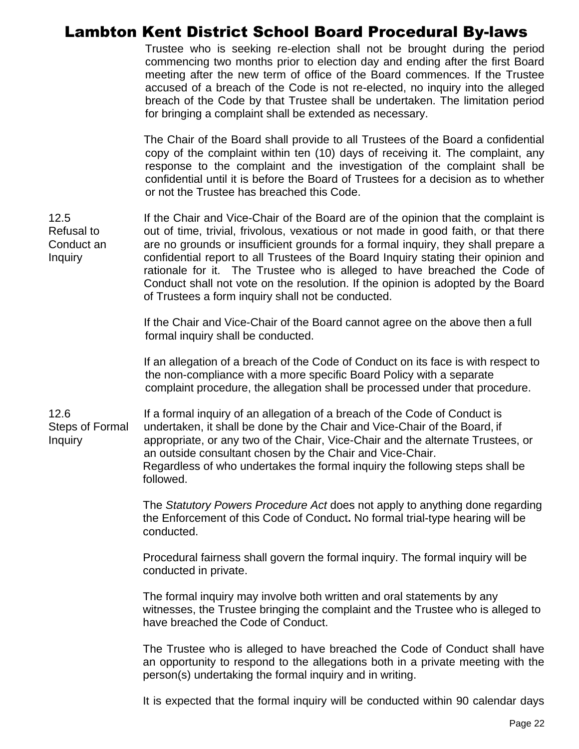Trustee who is seeking re-election shall not be brought during the period commencing two months prior to election day and ending after the first Board meeting after the new term of office of the Board commences. If the Trustee accused of a breach of the Code is not re-elected, no inquiry into the alleged breach of the Code by that Trustee shall be undertaken. The limitation period for bringing a complaint shall be extended as necessary.

The Chair of the Board shall provide to all Trustees of the Board a confidential copy of the complaint within ten (10) days of receiving it. The complaint, any response to the complaint and the investigation of the complaint shall be confidential until it is before the Board of Trustees for a decision as to whether or not the Trustee has breached this Code.

**12.5 Refusal to Conduct an Inquiry**

If the Chair and Vice-Chair of the Board are of the opinion that the complaint is out of time, trivial, frivolous, vexatious or not made in good faith, or that there are no grounds or insufficient grounds for a formal inquiry, they shall prepare a confidential report to all Trustees of the Board Inquiry stating their opinion and rationale for it. The Trustee who is alleged to have breached the Code of Conduct shall not vote on the resolution. If the opinion is adopted by the Board of Trustees a form inquiry shall not be conducted.

If the Chair and Vice-Chair of the Board cannot agree on the above then a full formal inquiry shall be conducted.

If an allegation of a breach of the Code of Conduct on its face is with respect to the non-compliance with a more specific Board Policy with a separate complaint procedure, the allegation shall be processed under that procedure.

**12.6 Steps of Formal Inquiry**

If a formal inquiry of an allegation of a breach of the Code of Conduct is undertaken, it shall be done by the Chair and Vice-Chair of the Board, if appropriate, or any two of the Chair, Vice-Chair and the alternate Trustees, or an outside consultant chosen by the Chair and Vice-Chair.
Regardless of who undertakes the formal inquiry the following steps shall be followed.

The *Statutory Powers Procedure Act* does not apply to anything done regarding the Enforcement of this Code of Conduct**.** No formal trial-type hearing will be conducted.

Procedural fairness shall govern the formal inquiry. The formal inquiry will be conducted in private.

The formal inquiry may involve both written and oral statements by any witnesses, the Trustee bringing the complaint and the Trustee who is alleged to have breached the Code of Conduct.

The Trustee who is alleged to have breached the Code of Conduct shall have an opportunity to respond to the allegations both in a private meeting with the person(s) undertaking the formal inquiry and in writing.

It is expected that the formal inquiry will be conducted within 90 calendar days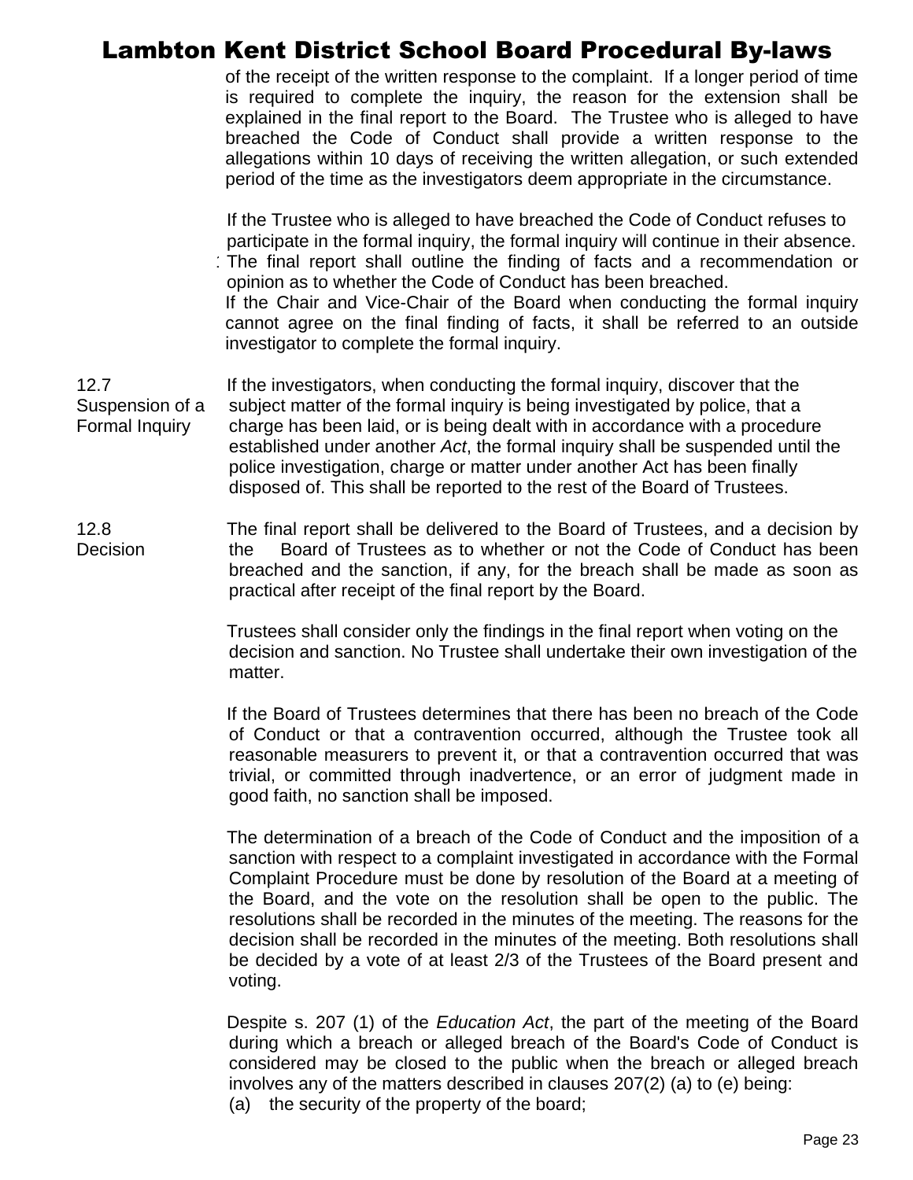of the receipt of the written response to the complaint. If a longer period of time is required to complete the inquiry, the reason for the extension shall be explained in the final report to the Board. The Trustee who is alleged to have breached the Code of Conduct shall provide a written response to the allegations within 10 days of receiving the written allegation, or such extended period of the time as the investigators deem appropriate in the circumstance.

If the Trustee who is alleged to have breached the Code of Conduct refuses to participate in the formal inquiry, the formal inquiry will continue in their absence. The final report shall outline the finding of facts and a recommendation or opinion as to whether the Code of Conduct has been breached.
If the Chair and Vice-Chair of the Board when conducting the formal inquiry cannot agree on the final finding of facts, it shall be referred to an outside investigator to complete the formal inquiry.

**12.7 Suspension of a Formal Inquiry**

If the investigators, when conducting the formal inquiry, discover that the subject matter of the formal inquiry is being investigated by police, that a charge has been laid, or is being dealt with in accordance with a procedure established under another *Act*, the formal inquiry shall be suspended until the police investigation, charge or matter under another Act has been finally disposed of. This shall be reported to the rest of the Board of Trustees.

**12.8 Decision**

The final report shall be delivered to the Board of Trustees, and a decision by the Board of Trustees as to whether or not the Code of Conduct has been breached and the sanction, if any, for the breach shall be made as soon as practical after receipt of the final report by the Board.

Trustees shall consider only the findings in the final report when voting on the decision and sanction. No Trustee shall undertake their own investigation of the matter.

If the Board of Trustees determines that there has been no breach of the Code of Conduct or that a contravention occurred, although the Trustee took all reasonable measurers to prevent it, or that a contravention occurred that was trivial, or committed through inadvertence, or an error of judgment made in good faith, no sanction shall be imposed.

The determination of a breach of the Code of Conduct and the imposition of a sanction with respect to a complaint investigated in accordance with the Formal Complaint Procedure must be done by resolution of the Board at a meeting of the Board, and the vote on the resolution shall be open to the public. The resolutions shall be recorded in the minutes of the meeting. The reasons for the decision shall be recorded in the minutes of the meeting. Both resolutions shall be decided by a vote of at least 2/3 of the Trustees of the Board present and voting.

Despite s. 207 (1) of the *Education Act*, the part of the meeting of the Board during which a breach or alleged breach of the Board's Code of Conduct is considered may be closed to the public when the breach or alleged breach involves any of the matters described in clauses 207(2) (a) to (e) being:

(a) the security of the property of the board;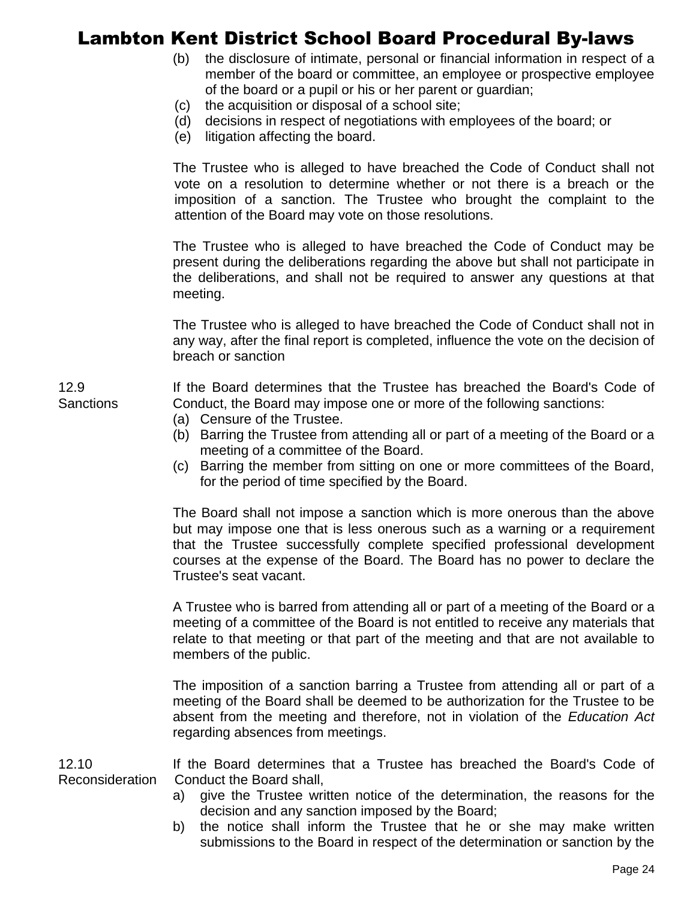(b) the disclosure of intimate, personal or financial information in respect of a member of the board or committee, an employee or prospective employee of the board or a pupil or his or her parent or guardian;
(c) the acquisition or disposal of a school site;
(d) decisions in respect of negotiations with employees of the board; or
(e) litigation affecting the board.

The Trustee who is alleged to have breached the Code of Conduct shall not vote on a resolution to determine whether or not there is a breach or the imposition of a sanction. The Trustee who brought the complaint to the attention of the Board may vote on those resolutions.

The Trustee who is alleged to have breached the Code of Conduct may be present during the deliberations regarding the above but shall not participate in the deliberations, and shall not be required to answer any questions at that meeting.

The Trustee who is alleged to have breached the Code of Conduct shall not in any way, after the final report is completed, influence the vote on the decision of breach or sanction

**12.9 Sanctions**

If the Board determines that the Trustee has breached the Board's Code of Conduct, the Board may impose one or more of the following sanctions:

(a) Censure of the Trustee.
(b) Barring the Trustee from attending all or part of a meeting of the Board or a meeting of a committee of the Board.
(c) Barring the member from sitting on one or more committees of the Board, for the period of time specified by the Board.

The Board shall not impose a sanction which is more onerous than the above but may impose one that is less onerous such as a warning or a requirement that the Trustee successfully complete specified professional development courses at the expense of the Board. The Board has no power to declare the Trustee's seat vacant.

A Trustee who is barred from attending all or part of a meeting of the Board or a meeting of a committee of the Board is not entitled to receive any materials that relate to that meeting or that part of the meeting and that are not available to members of the public.

The imposition of a sanction barring a Trustee from attending all or part of a meeting of the Board shall be deemed to be authorization for the Trustee to be absent from the meeting and therefore, not in violation of the *Education Act* regarding absences from meetings.

**12.10 Reconsideration**

If the Board determines that a Trustee has breached the Board's Code of Conduct the Board shall,

a) give the Trustee written notice of the determination, the reasons for the decision and any sanction imposed by the Board;
b) the notice shall inform the Trustee that he or she may make written submissions to the Board in respect of the determination or sanction by the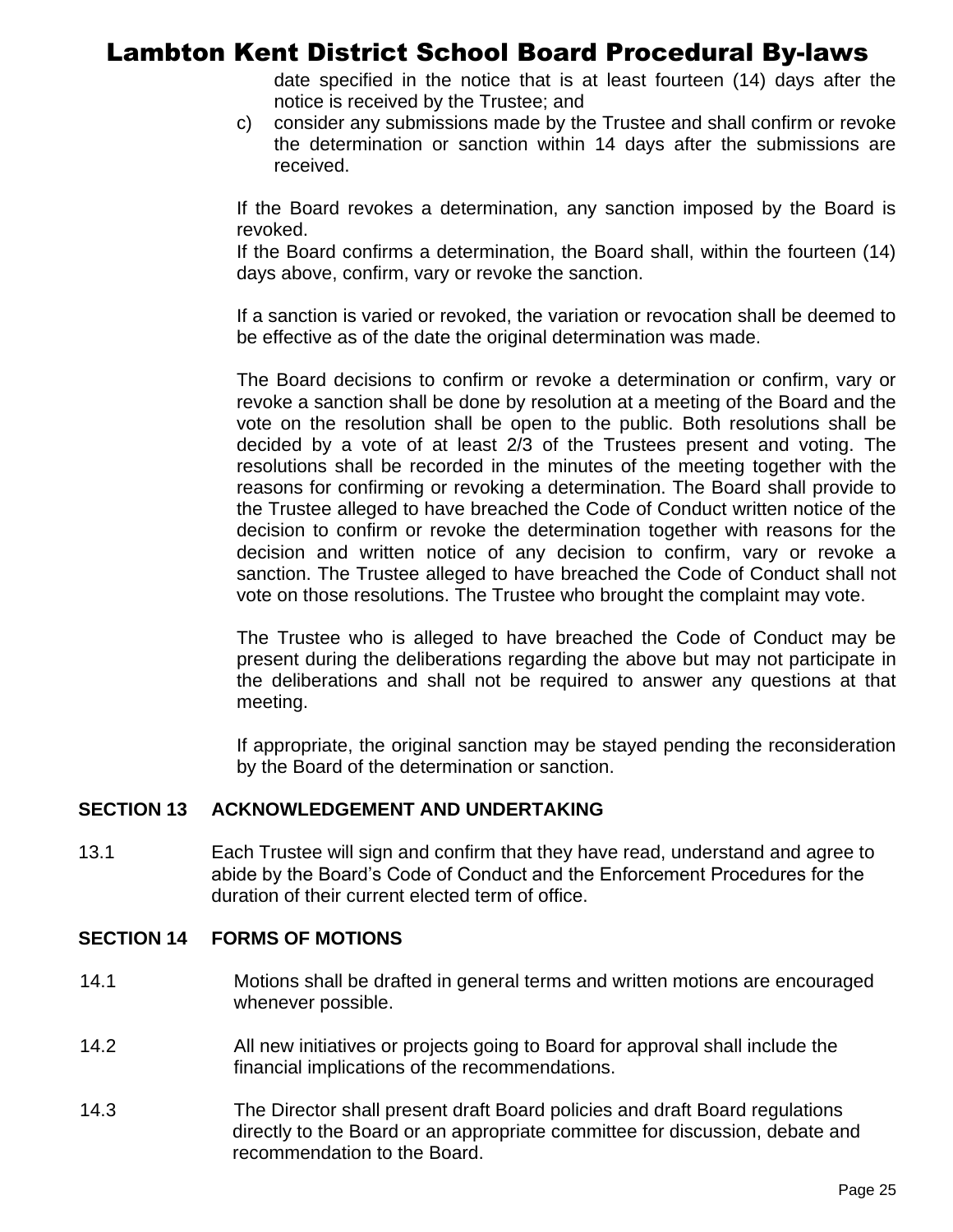date specified in the notice that is at least fourteen (14) days after the notice is received by the Trustee; and

c) consider any submissions made by the Trustee and shall confirm or revoke the determination or sanction within 14 days after the submissions are received.

If the Board revokes a determination, any sanction imposed by the Board is revoked.
If the Board confirms a determination, the Board shall, within the fourteen (14) days above, confirm, vary or revoke the sanction.

If a sanction is varied or revoked, the variation or revocation shall be deemed to be effective as of the date the original determination was made.

The Board decisions to confirm or revoke a determination or confirm, vary or revoke a sanction shall be done by resolution at a meeting of the Board and the vote on the resolution shall be open to the public. Both resolutions shall be decided by a vote of at least 2/3 of the Trustees present and voting. The resolutions shall be recorded in the minutes of the meeting together with the reasons for confirming or revoking a determination. The Board shall provide to the Trustee alleged to have breached the Code of Conduct written notice of the decision to confirm or revoke the determination together with reasons for the decision and written notice of any decision to confirm, vary or revoke a sanction. The Trustee alleged to have breached the Code of Conduct shall not vote on those resolutions. The Trustee who brought the complaint may vote.

The Trustee who is alleged to have breached the Code of Conduct may be present during the deliberations regarding the above but may not participate in the deliberations and shall not be required to answer any questions at that meeting.

If appropriate, the original sanction may be stayed pending the reconsideration by the Board of the determination or sanction.

## SECTION 13 ACKNOWLEDGEMENT AND UNDERTAKING

13.1 Each Trustee will sign and confirm that they have read, understand and agree to abide by the Board's Code of Conduct and the Enforcement Procedures for the duration of their current elected term of office.

## SECTION 14 FORMS OF MOTIONS

14.1 Motions shall be drafted in general terms and written motions are encouraged whenever possible.

14.2 All new initiatives or projects going to Board for approval shall include the financial implications of the recommendations.

14.3 The Director shall present draft Board policies and draft Board regulations directly to the Board or an appropriate committee for discussion, debate and recommendation to the Board.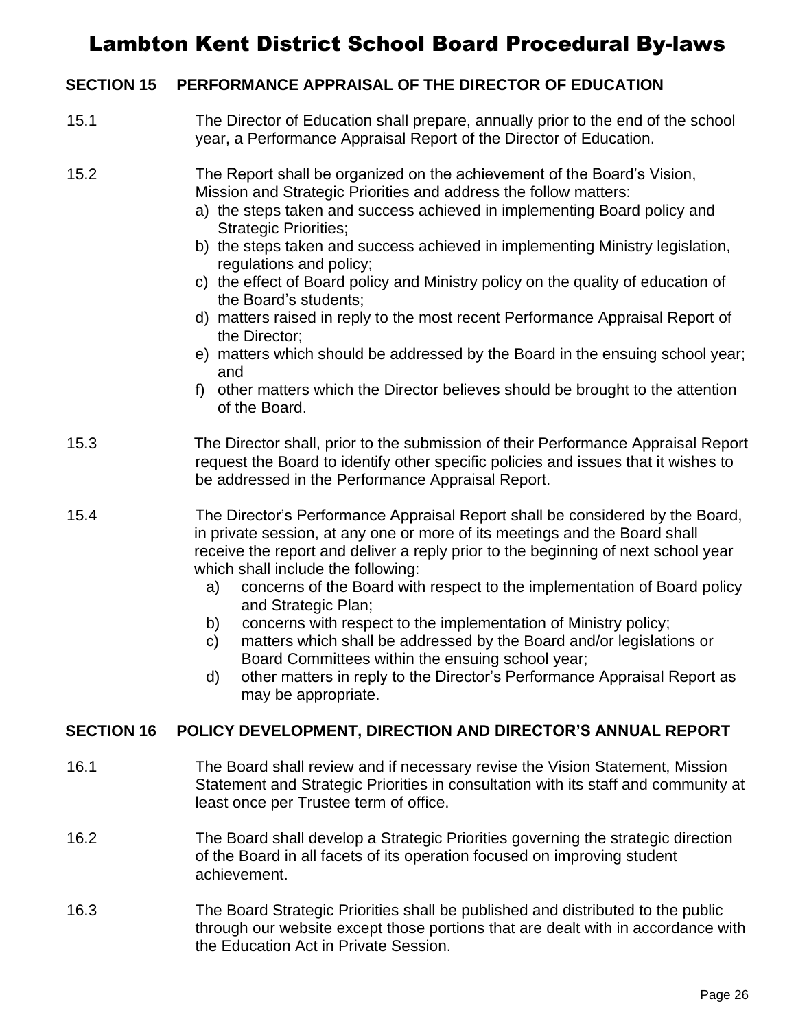## SECTION 15 PERFORMANCE APPRAISAL OF THE DIRECTOR OF EDUCATION

15.1 The Director of Education shall prepare, annually prior to the end of the school year, a Performance Appraisal Report of the Director of Education.

15.2 The Report shall be organized on the achievement of the Board's Vision, Mission and Strategic Priorities and address the follow matters:

a) the steps taken and success achieved in implementing Board policy and Strategic Priorities;
b) the steps taken and success achieved in implementing Ministry legislation, regulations and policy;
c) the effect of Board policy and Ministry policy on the quality of education of the Board's students;
d) matters raised in reply to the most recent Performance Appraisal Report of the Director;
e) matters which should be addressed by the Board in the ensuing school year; and
f) other matters which the Director believes should be brought to the attention of the Board.

15.3 The Director shall, prior to the submission of their Performance Appraisal Report request the Board to identify other specific policies and issues that it wishes to be addressed in the Performance Appraisal Report.

15.4 The Director's Performance Appraisal Report shall be considered by the Board, in private session, at any one or more of its meetings and the Board shall receive the report and deliver a reply prior to the beginning of next school year which shall include the following:

a) concerns of the Board with respect to the implementation of Board policy and Strategic Plan;
b) concerns with respect to the implementation of Ministry policy;
c) matters which shall be addressed by the Board and/or legislations or Board Committees within the ensuing school year;
d) other matters in reply to the Director's Performance Appraisal Report as may be appropriate.

## SECTION 16 POLICY DEVELOPMENT, DIRECTION AND DIRECTOR'S ANNUAL REPORT

16.1 The Board shall review and if necessary revise the Vision Statement, Mission Statement and Strategic Priorities in consultation with its staff and community at least once per Trustee term of office.

16.2 The Board shall develop a Strategic Priorities governing the strategic direction of the Board in all facets of its operation focused on improving student achievement.

16.3 The Board Strategic Priorities shall be published and distributed to the public through our website except those portions that are dealt with in accordance with the Education Act in Private Session.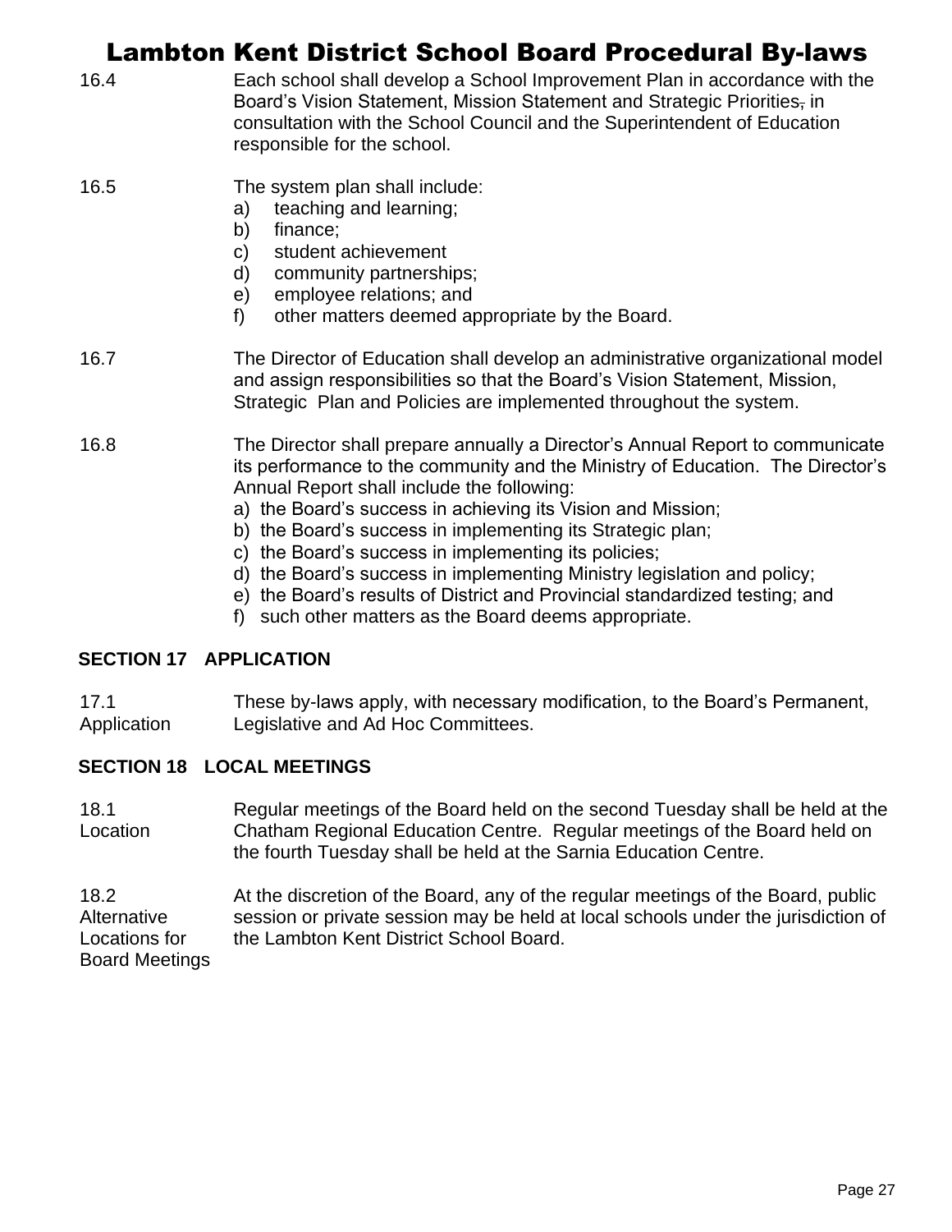16.4 Each school shall develop a School Improvement Plan in accordance with the Board's Vision Statement, Mission Statement and Strategic Priorities, in consultation with the School Council and the Superintendent of Education responsible for the school.

16.5 The system plan shall include:

a) teaching and learning;
b) finance;
c) student achievement
d) community partnerships;
e) employee relations; and
f) other matters deemed appropriate by the Board.

16.7 The Director of Education shall develop an administrative organizational model and assign responsibilities so that the Board's Vision Statement, Mission, Strategic Plan and Policies are implemented throughout the system.

16.8 The Director shall prepare annually a Director's Annual Report to communicate its performance to the community and the Ministry of Education. The Director's Annual Report shall include the following:

a) the Board's success in achieving its Vision and Mission;
b) the Board's success in implementing its Strategic plan;
c) the Board's success in implementing its policies;
d) the Board's success in implementing Ministry legislation and policy;
e) the Board's results of District and Provincial standardized testing; and
f) such other matters as the Board deems appropriate.

## SECTION 17 APPLICATION

17.1 Application — These by-laws apply, with necessary modification, to the Board's Permanent, Legislative and Ad Hoc Committees.

## SECTION 18 LOCAL MEETINGS

18.1 Location — Regular meetings of the Board held on the second Tuesday shall be held at the Chatham Regional Education Centre. Regular meetings of the Board held on the fourth Tuesday shall be held at the Sarnia Education Centre.

18.2 Alternative Locations for Board Meetings — At the discretion of the Board, any of the regular meetings of the Board, public session or private session may be held at local schools under the jurisdiction of the Lambton Kent District School Board.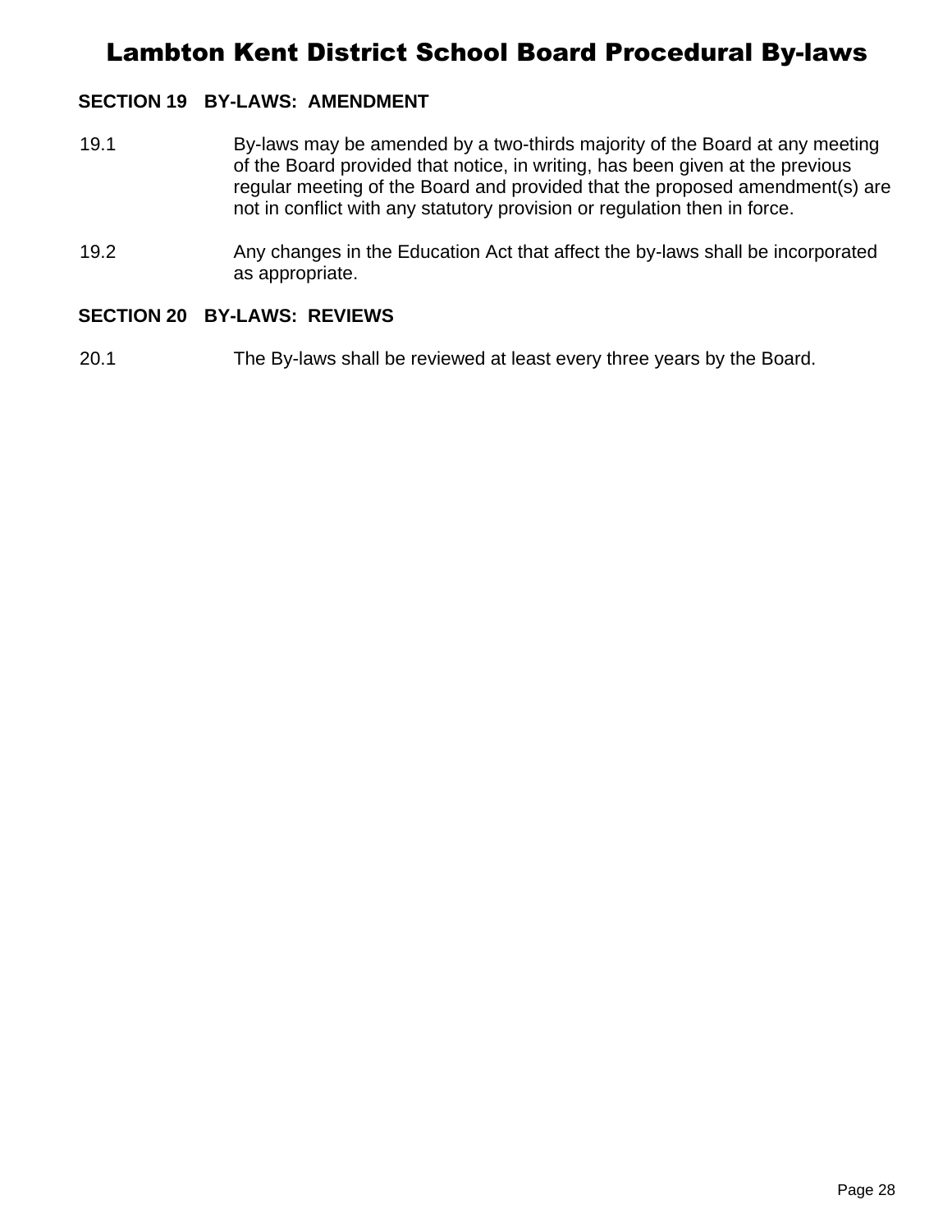## SECTION 19 BY-LAWS: AMENDMENT

19.1 By-laws may be amended by a two-thirds majority of the Board at any meeting of the Board provided that notice, in writing, has been given at the previous regular meeting of the Board and provided that the proposed amendment(s) are not in conflict with any statutory provision or regulation then in force.

19.2 Any changes in the Education Act that affect the by-laws shall be incorporated as appropriate.

## SECTION 20 BY-LAWS: REVIEWS

20.1 The By-laws shall be reviewed at least every three years by the Board.